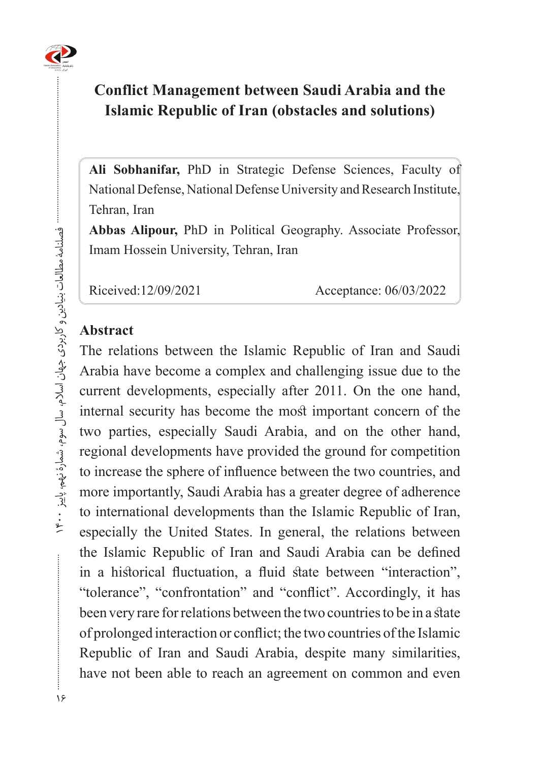# Conflict Management between Saudi Arabia and the Islamic Republic of Iran (obstacles and solutions)

**Ali Sobhanifar,** PhD in Strategic Defense Sciences, Faculty of National Defense, National Defense University and Research Institute, Tehran, Iran

**Abbas Alipour,** PhD in Political Geography. Associate Professor, Imam Hossein University, Tehran, Iran

Riceived:12/09/2021 Acceptance: 06/03/2022

## Abstract

The relations between the Islamic Republic of Iran and Saudi Arabia have become a complex and challenging issue due to the current developments, especially after 2011. On the one hand, internal security has become the most important concern of the two parties, especially Saudi Arabia, and on the other hand, regional developments have provided the ground for competition to increase the sphere of influence between the two countries, and more importantly, Saudi Arabia has a greater degree of adherence to international developments than the Islamic Republic of Iran, especially the United States. In general, the relations between the Islamic Republic of Iran and Saudi Arabia can be defined in a historical fluctuation, a fluid state between "interaction", "tolerance", "confrontation" and "conflict". Accordingly, it has been very rare for relations between the two countries to be in a state of prolonged interaction or conflict; the two countries of the Islamic Republic of Iran and Saudi Arabia, despite many similarities, have not been able to reach an agreement on common and even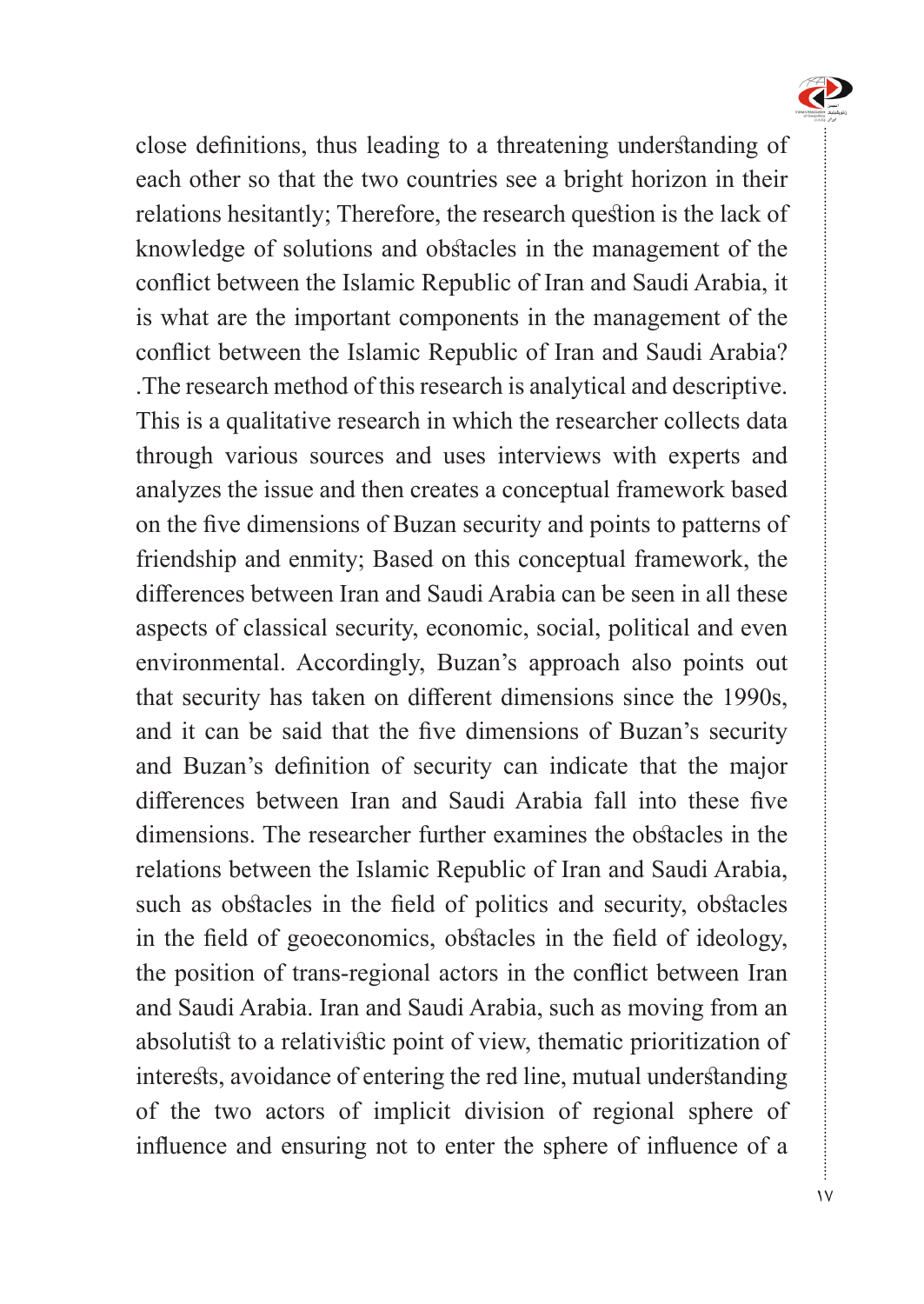close definitions, thus leading to a threatening understanding of each other so that the two countries see a bright horizon in their relations hesitantly; Therefore, the research question is the lack of knowledge of solutions and obstacles in the management of the conflict between the Islamic Republic of Iran and Saudi Arabia, it is what are the important components in the management of the conflict between the Islamic Republic of Iran and Saudi Arabia? .The research method of this research is analytical and descriptive. This is a qualitative research in which the researcher collects data through various sources and uses interviews with experts and analyzes the issue and then creates a conceptual framework based on the five dimensions of Buzan security and points to patterns of friendship and enmity; Based on this conceptual framework, the differences between Iran and Saudi Arabia can be seen in all these aspects of classical security, economic, social, political and even environmental. Accordingly, Buzan's approach also points out that security has taken on different dimensions since the 1990s, and it can be said that the five dimensions of Buzan's security and Buzan's definition of security can indicate that the major differences between Iran and Saudi Arabia fall into these five dimensions. The researcher further examines the obstacles in the relations between the Islamic Republic of Iran and Saudi Arabia, such as obstacles in the field of politics and security, obstacles in the field of geoeconomics, obstacles in the field of ideology, the position of trans-regional actors in the conflict between Iran and Saudi Arabia. Iran and Saudi Arabia, such as moving from an absolutist to a relativistic point of view, thematic prioritization of interests, avoidance of entering the red line, mutual understanding of the two actors of implicit division of regional sphere of influence and ensuring not to enter the sphere of influence of a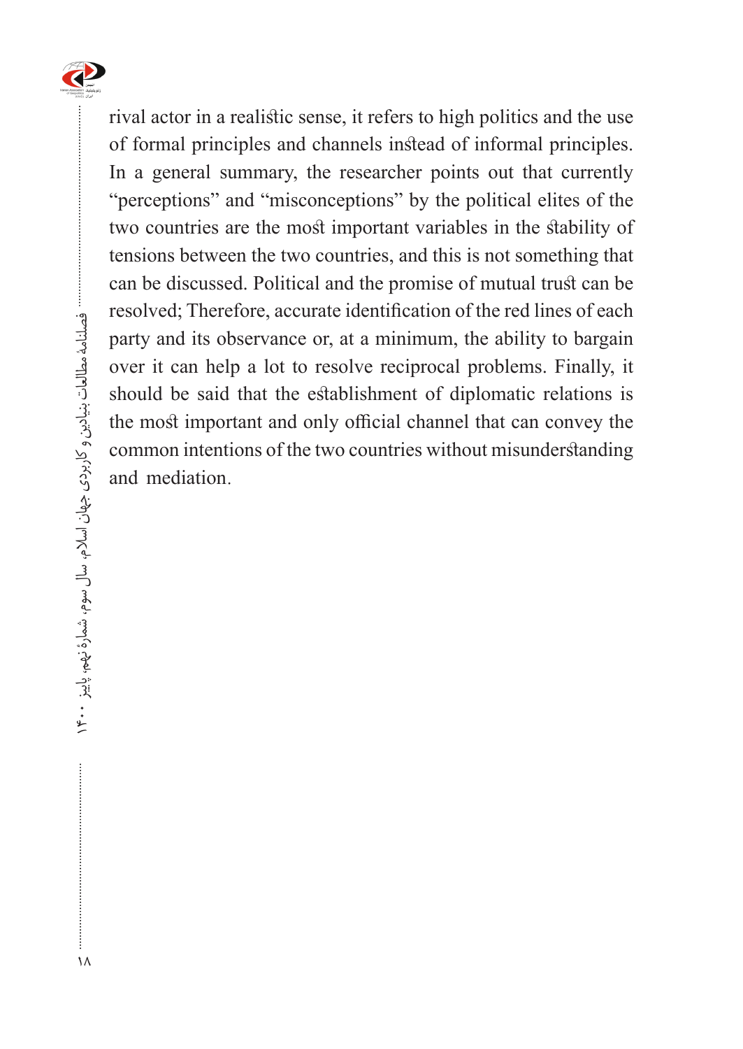rival actor in a realistic sense, it refers to high politics and the use of formal principles and channels instead of informal principles. In a general summary, the researcher points out that currently "perceptions" and "misconceptions" by the political elites of the two countries are the most important variables in the stability of tensions between the two countries, and this is not something that can be discussed. Political and the promise of mutual trust can be resolved; Therefore, accurate identification of the red lines of each party and its observance or, at a minimum, the ability to bargain over it can help a lot to resolve reciprocal problems. Finally, it should be said that the establishment of diplomatic relations is the most important and only official channel that can convey the common intentions of the two countries without misunderstanding and mediation.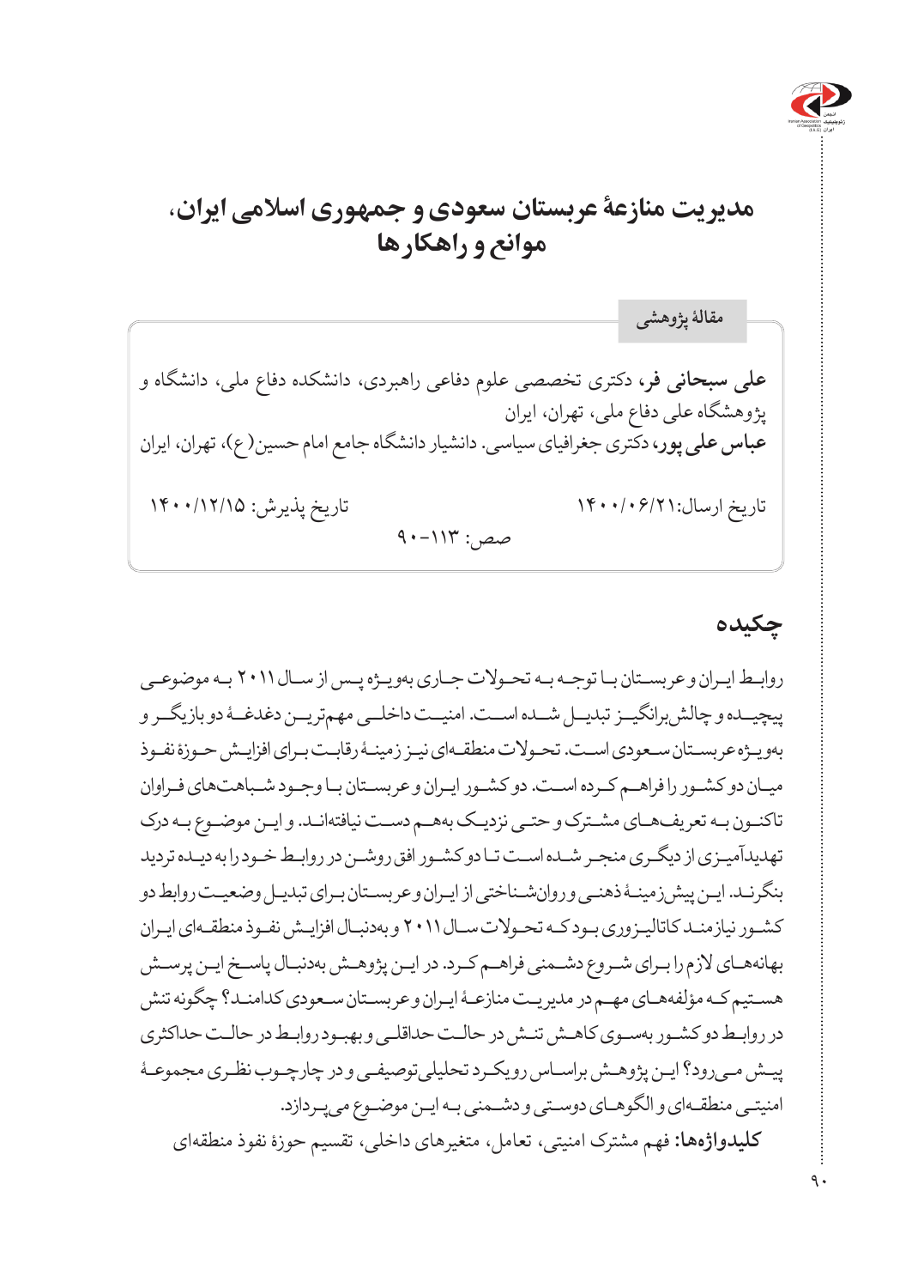# مدیریت منازعۀ عربستان سعودی و جمهوری اسلامی ایران، موانع و راهکارها

مقالۀ پژوهشی

**علی سبحانی فر**، دکتری تخصصی علوم دفاعی راهبردی، دانشکده دفاع ملی، دانشگاه و پژوهشگاه عالی دفاع ملی، تهران، ایران

**عباس علی پور**، دکتری جغرافیای سیاسی. دانشیار دانشگاه جامع امام حسین(ع)، تهران، ایران

تاریخ ارسال:۱۴۰۰/۰۶/۲۱ — تاریخ پذیرش: ۱۴۰۰/۱۲/۱۵

صص: ۱۱۳-۹۰

## چکیده

روابط ایران و عربستان با توجه به تحولات جاری به‌ویژه پس از سال ۲۰۱۱ به موضوعی پیچیده و چالش‌برانگیز تبدیل شده است. امنیت داخلی مهم‌ترین دغدغۀ دو بازیگر و به‌ویژه عربستان سعودی است. تحولات منطقه‌ای نیز زمینۀ رقابت برای افزایش حوزۀ نفوذ میان دو کشور را فراهم کرده است. دو کشور ایران و عربستان با وجود شباهت‌های فراوان تاکنون به تعریف‌های مشترک و حتی نزدیک به‌هم دست نیافته‌اند. و این موضوع به درک تهدیدآمیزی از دیگری منجر شده است تا دو کشور افق روشن در روابط خود را به دیده تردید بنگرند. این پیش‌زمینۀ ذهنی و روان‌شناختی از ایران و عربستان برای تبدیل وضعیت روابط دو کشور نیازمند کاتالیزوری بود که تحولات سال ۲۰۱۱ و به‌دنبال افزایش نفوذ منطقه‌ای ایران بهانه‌های لازم را برای شروع دشمنی فراهم کرد. در این پژوهش به‌دنبال پاسخ این پرسش هستیم که مؤلفه‌های مهم در مدیریت منازعۀ ایران و عربستان سعودی کدامند؟ چگونه تنش در روابط دو کشور به‌سوی کاهش تنش در حالت حداقلی و بهبود روابط در حالت حداکثری پیش می‌رود؟ این پژوهش براساس رویکرد تحلیلی‌توصیفی و در چارچوب نظری مجموعۀ امنیتی منطقه‌ای و الگوهای دوستی و دشمنی به این موضوع می‌پردازد.

**کلیدواژه‌ها:** فهم مشترک امنیتی، تعامل، متغیرهای داخلی، تقسیم حوزۀ نفوذ منطقه‌ای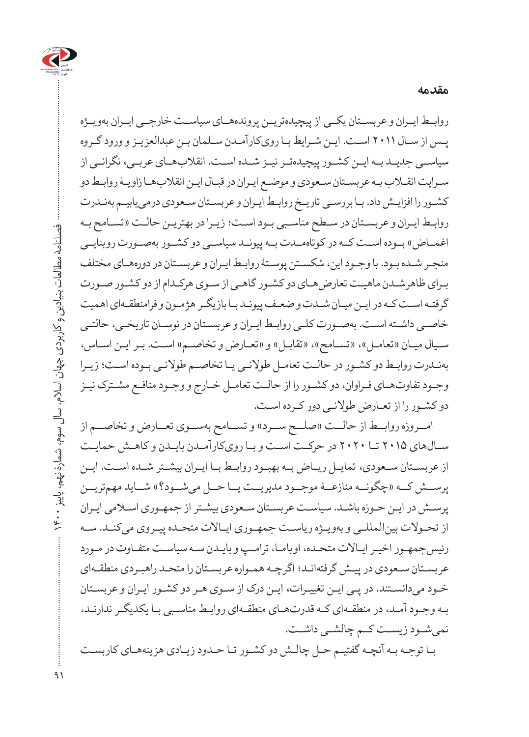## مقدمه

روابط ایران و عربستان یکی از پیچیده‌ترین پرونده‌های سیاست خارجی ایران به‌ویژه پس از سال ۲۰۱۱ است. این شرایط با روی‌کارآمدن سلمان بن عبدالعزیز و ورود گروه سیاسی جدید به این کشور پیچیده‌تر نیز شده است. انقلاب‌های عربی، نگرانی از سرایت انقلاب به عربستان سعودی و موضع ایران در قبال این انقلاب‌ها زاویهٔ روابط دو کشور را افزایش داد. با بررسی تاریخ روابط ایران و عربستان سعودی درمی‌یابیم به‌ندرت روابط ایران و عربستان در سطح مناسبی بود است؛ زیرا در بهترین حالت «تسامح به اغماض» بوده است که در کوتاه‌مدت به پیوند سیاسی دو کشور به‌صورت روبنایی منجر شده بود. با وجود این، شکستن پوستهٔ روابط ایران و عربستان در دوره‌های مختلف برای ظاهرشدن ماهیت تعارض‌های دو کشور گاهی از سوی هرکدام از دو کشور صورت گرفته است که در این میان شدت و ضعف پیوند با بازیگر هژمون و فرامنطقه‌ای اهمیت خاصی داشته است. به‌صورت کلی روابط ایران و عربستان در نوسان تاریخی، حالتی سیال میان «تعامل»، «تسامح»، «تقابل» و «تعارض و تخاصم» است. بر این اساس، به‌ندرت روابط دو کشور در حالت تعامل طولانی یا تخاصم طولانی بوده است؛ زیرا وجود تفاوت‌های فراوان، دو کشور را از حالت تعامل خارج و وجود منافع مشترک نیز دو کشور را از تعارض طولانی دور کرده است.

امروزه روابط از حالت «صلح سرد» و تسامح به‌سوی تعارض و تخاصم از سال‌های ۲۰۱۵ تا ۲۰۲۰ در حرکت است و با روی‌کارآمدن بایدن و کاهش حمایت از عربستان سعودی، تمایل ریاض به بهبود روابط با ایران بیشتر شده است. این پرسش که «چگونه منازعهٔ موجود مدیریت یا حل می‌شود؟» شاید مهم‌ترین پرسش در این حوزه باشد. سیاست عربستان سعودی بیشتر از جمهوری اسلامی ایران از تحولات بین‌المللی و به‌ویژه ریاست جمهوری ایالات متحده پیروی می‌کند. سه رئیس‌جمهور اخیر ایالات متحده، اوباما، ترامپ و بایدن سه سیاست متفاوت در مورد عربستان سعودی در پیش گرفته‌اند؛ اگرچه همواره عربستان را متحد راهبردی منطقه‌ای خود می‌دانستند. در پی این تغییرات، این درک از سوی هر دو کشور ایران و عربستان به وجود آمد، در منطقه‌ای که قدرت‌های منطقه‌ای روابط مناسبی با یکدیگر ندارند، نمی‌شود زیست کم چالشی داشت.

با توجه به آنچه گفتیم حل چالش دو کشور تا حدود زیادی هزینه‌های کاربست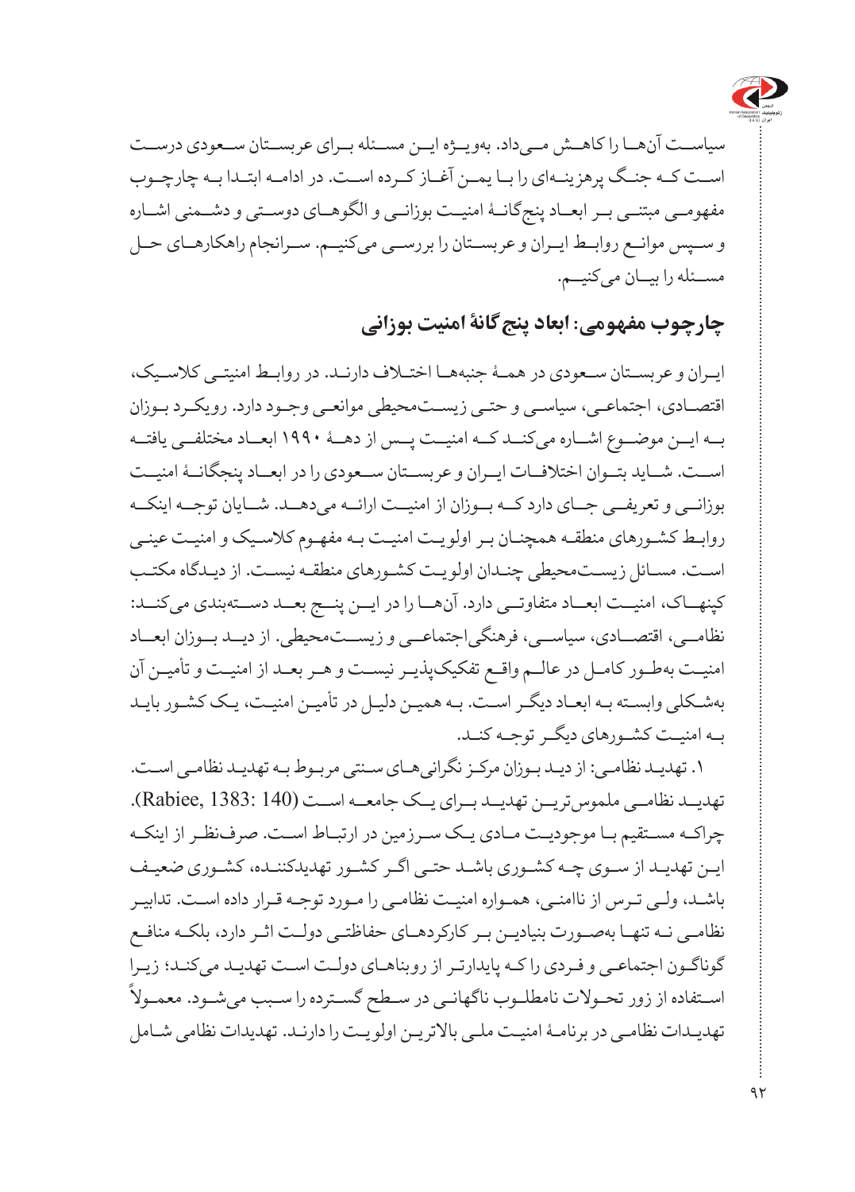سیاست آن‌ها را کاهش می‌داد. به‌ویژه این مسئله برای عربستان سعودی درست است که جنگ پرهزینه‌ای را با یمن آغاز کرده است. در ادامه ابتدا به چارچوب مفهومی مبتنی بر ابعاد پنج‌گانهٔ امنیت بوزانی و الگوهای دوستی و دشمنی اشاره و سپس موانع روابط ایران و عربستان را بررسی می‌کنیم. سرانجام راهکارهای حل مسئله را بیان می‌کنیم.

## چارچوب مفهومی: ابعاد پنج‌گانهٔ امنیت بوزانی

ایران و عربستان سعودی در همهٔ جنبه‌ها اختلاف دارند. در روابط امنیتی کلاسیک، اقتصادی، اجتماعی، سیاسی و حتی زیست‌محیطی موانعی وجود دارد. رویکرد بوزان به این موضوع اشاره می‌کند که امنیت پس از دههٔ ۱۹۹۰ ابعاد مختلفی یافته است. شاید بتوان اختلافات ایران و عربستان سعودی را در ابعاد پنجگانهٔ امنیت بوزانی و تعریفی جای دارد که بوزان از امنیت ارائه می‌دهد. شایان توجه اینکه روابط کشورهای منطقه همچنان بر اولویت امنیت به مفهوم کلاسیک و امنیت عینی است. مسائل زیست‌محیطی چندان اولویت کشورهای منطقه نیست. از دیدگاه مکتب کپنهاک، امنیت ابعاد متفاوتی دارد. آن‌ها را در این پنج بعد دسته‌بندی می‌کند: نظامی، اقتصادی، سیاسی، فرهنگی‌اجتماعی و زیست‌محیطی. از دید بوزان ابعاد امنیت به‌طور کامل در عالم واقع تفکیک‌پذیر نیست و هر بعد از امنیت و تأمین آن به‌شکلی وابسته به ابعاد دیگر است. به همین دلیل در تأمین امنیت، یک کشور باید به امنیت کشورهای دیگر توجه کند.

۱. تهدید نظامی: از دید بوزان مرکز نگرانی‌های سنتی مربوط به تهدید نظامی است. تهدید نظامی ملموس‌ترین تهدید برای یک جامعه است (Rabiee, 1383: 140). چراکه مستقیم با موجودیت مادی یک سرزمین در ارتباط است. صرف‌نظر از اینکه این تهدید از سوی چه کشوری باشد حتی اگر کشور تهدیدکننده، کشوری ضعیف باشد، ولی ترس از ناامنی، همواره امنیت نظامی را مورد توجه قرار داده است. تدابیر نظامی نه تنها به‌صورت بنیادین بر کارکردهای حفاظتی دولت اثر دارد، بلکه منافع گوناگون اجتماعی و فردی را که پایدارتر از روبناهای دولت است تهدید می‌کند؛ زیرا استفاده از زور تحولات نامطلوب ناگهانی در سطح گسترده را سبب می‌شود. معمولاً تهدیدات نظامی در برنامهٔ امنیت ملی بالاترین اولویت را دارند. تهدیدات نظامی شامل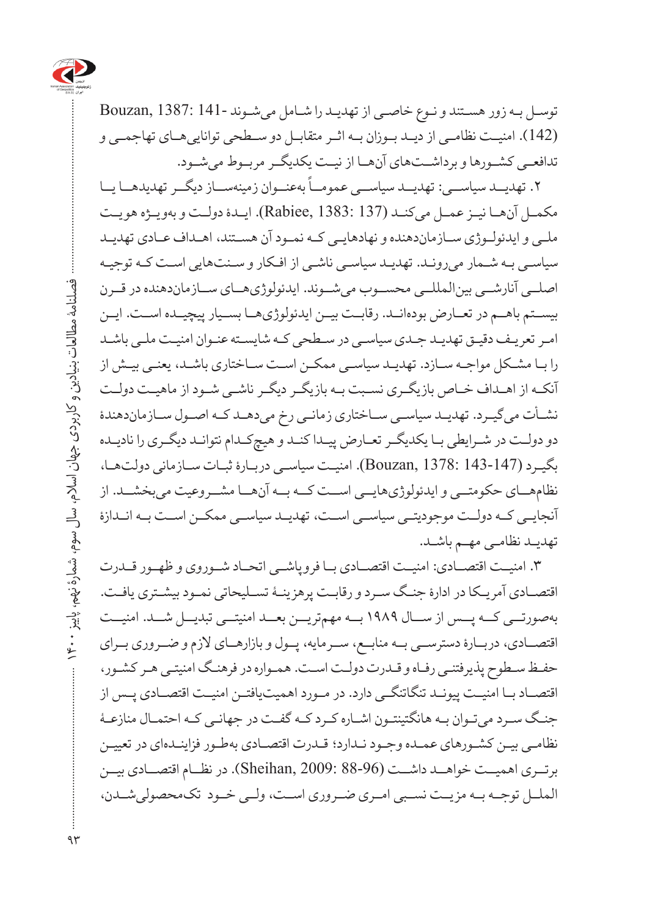توسـل بـه زور هسـتند و نـوع خاصـی از تهدیـد را شـامل می‌شـوند (Bouzan, 1387: 141-142). امنیـت نظامـی از دیـد بـوزان بـه اثـر متقابـل دو سـطحی توانایی‌هـای تهاجمـی و تدافعـی کشـورها و برداشـت‌های آن‌هـا از نیـت یکدیگـر مربـوط می‌شـود.

۲. تهدیـد سیاسـی: تهدیـد سیاسـی عمومـاً به‌عنـوان زمینه‌سـاز دیگـر تهدیدهـا یـا مکمـل آن‌هـا نیـز عمـل می‌کنـد (Rabiee, 1383: 137). ایـدهٔ دولـت و به‌ویـژه هویـت ملـی و ایدئولـوژی سـازمان‌دهنده و نهادهایـی کـه نمـود آن هسـتند، اهـداف عـادی تهدیـد سیاسـی بـه شـمار می‌رونـد. تهدیـد سیاسـی ناشـی از افـکار و سـنت‌هایی اسـت کـه توجیـه اصلـی آنارشـی بین‌المللـی محسـوب می‌شـوند. ایدئولوژی‌هـای سـازمان‌دهنده در قـرن بیسـتم باهـم در تعـارض بوده‌انـد. رقابـت بیـن ایدئولوژی‌هـا بسـیار پیچیـده اسـت. ایـن امـر تعریـف دقیـق تهدیـد جـدی سیاسـی در سـطحی کـه شایسـته عنـوان امنیـت ملـی باشـد را بـا مشـکل مواجـه سـازد. تهدیـد سیاسـی ممکـن اسـت سـاختاری باشـد، یعنـی بیـش از آنکـه از اهـداف خـاص بازیگـری نسـبت بـه بازیگـر دیگـر ناشـی شـود از ماهیـت دولـت نشـأت می‌گیـرد. تهدیـد سیاسـی سـاختاری زمانـی رخ می‌دهـد کـه اصـول سـازمان‌دهندهٔ دو دولـت در شـرایطی بـا یکدیگـر تعـارض پیـدا کنـد و هیچ‌کـدام نتواننـد دیگـری را نادیـده بگیـرد (Bouzan, 1378: 143-147). امنیـت سیاسـی دربـارهٔ ثبـات سـازمانی دولت‌هـا، نظام‌هـای حکومتـی و ایدئولوژی‌هایـی اسـت کـه بـه آن‌هـا مشـروعیت می‌بخشـد. از آنجایـی کـه دولـت موجودیتـی سیاسـی اسـت، تهدیـد سیاسـی ممکـن اسـت بـه انـدازهٔ تهدیـد نظامـی مهـم باشـد.

۳. امنیـت اقتصـادی: امنیـت اقتصـادی بـا فروپاشـی اتحـاد شـوروی و ظهـور قـدرت اقتصـادی آمریـکا در ادارهٔ جنـگ سـرد و رقابـت پرهزینـهٔ تسـلیحاتی نمـود بیشـتری یافـت. به‌صورتـی کـه پـس از سـال ۱۹۸۹ بـه مهم‌تریـن بعـد امنیتـی تبدیـل شـد. امنیـت اقتصـادی، دربـارهٔ دسترسـی بـه منابـع، سـرمایه، پـول و بازارهـای لازم و ضـروری بـرای حفـظ سـطوح پذیرفتنی رفـاه و قـدرت دولـت اسـت. همـواره در فرهنـگ امنیتـی هـر کشـور، اقتصـاد بـا امنیـت پیونـد تنگاتنگـی دارد. در مـورد اهمیت‌یافتـن امنیـت اقتصـادی پـس از جنـگ سـرد می‌تـوان بـه هانگینتـون اشـاره کـرد کـه گفـت در جهانـی کـه احتمـال منازعـهٔ نظامـی بیـن کشـورهای عمـده وجـود نـدارد؛ قـدرت اقتصـادی به‌طـور فزاینـده‌ای در تعییـن برتـری اهمیـت خواهـد داشـت (Sheihan, 2009: 88-96). در نظـام اقتصـادی بیـن‌الملـل توجـه بـه مزیـت نسـبی امـری ضـروری اسـت، ولـی خـود تک‌محصولی‌شـدن،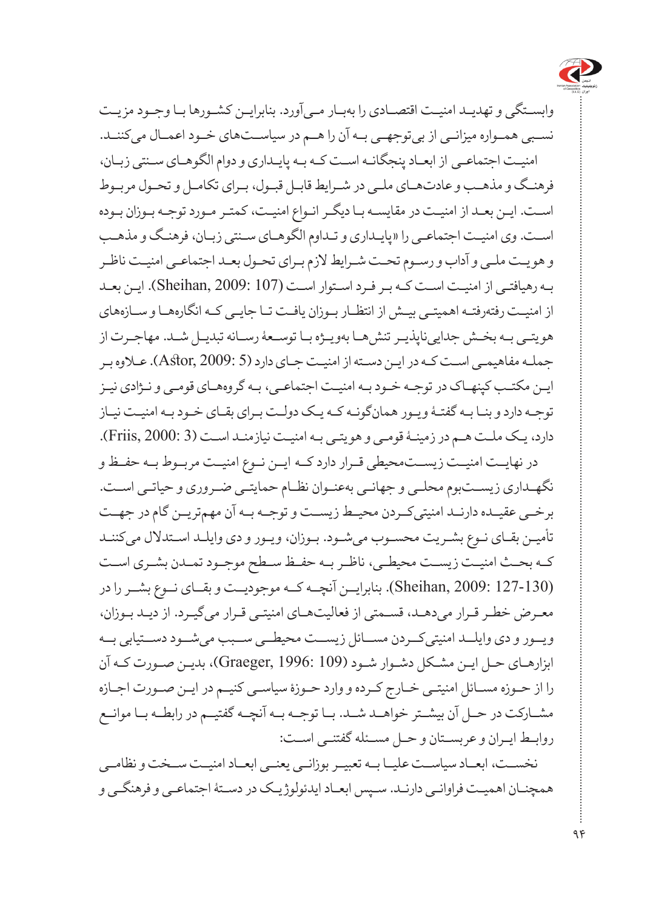وابستگی و تهدید امنیت اقتصادی را به‌بار می‌آورد. بنابراین کشورها با وجود مزیت نسبی همواره میزانی از بی‌توجهی به آن را هم در سیاست‌های خود اعمال می‌کنند.

امنیت اجتماعی از ابعاد پنجگانه است که به پایداری و دوام الگوهای سنتی زبان، فرهنگ و مذهب و عادت‌های ملی در شرایط قابل قبول، برای تکامل و تحول مربوط است. این بعد از امنیت در مقایسه با دیگر انواع امنیت، کمتر مورد توجه بوزان بوده است. وی امنیت اجتماعی را «پایداری و تداوم الگوهای سنتی زبان، فرهنگ و مذهب و هویت ملی و آداب و رسوم تحت شرایط لازم برای تحول بعد اجتماعی امنیت ناظر به رهیافتی از امنیت است که بر فرد استوار است (Sheihan, 2009: 107). این بعد از امنیت رفته‌رفته اهمیتی بیش از انتظار بوزان یافت تا جایی که انگاره‌ها و سازه‌های هویتی به بخش جدایی‌ناپذیر تنش‌ها به‌ویژه با توسعهٔ رسانه تبدیل شد. مهاجرت از جمله مفاهیمی است که در این دسته از امنیت جای دارد (Astor, 2009: 5). علاوه بر این مکتب کپنهاک در توجه خود به امنیت اجتماعی، به گروه‌های قومی و نژادی نیز توجه دارد و بنا به گفتهٔ ویور همان‌گونه که یک دولت برای بقای خود به امنیت نیاز دارد، یک ملت هم در زمینهٔ قومی و هویتی به امنیت نیازمند است (Friis, 2000: 3).

در نهایت امنیت زیست‌محیطی قرار دارد که این نوع امنیت مربوط به حفظ و نگهداری زیست‌بوم محلی و جهانی به‌عنوان نظام حمایتی ضروری و حیاتی است. برخی عقیده دارند امنیتی‌کردن محیط زیست و توجه به آن مهم‌ترین گام در جهت تأمین بقای نوع بشریت محسوب می‌شود. بوزان، ویور و دی وایلد استدلال می‌کنند که بحث امنیت زیست محیطی، ناظر به حفظ سطح موجود تمدن بشری است (Sheihan, 2009: 127-130). بنابراین آنچه که موجودیت و بقای نوع بشر را در معرض خطر قرار می‌دهد، قسمتی از فعالیت‌های امنیتی قرار می‌گیرد. از دید بوزان، ویور و دی وایلد امنیتی‌کردن مسائل زیست محیطی سبب می‌شود دستیابی به ابزارهای حل این مشکل دشوار شود (Graeger, 1996: 109)، بدین صورت که آن را از حوزه مسائل امنیتی خارج کرده و وارد حوزهٔ سیاسی کنیم در این صورت اجازه مشارکت در حل آن بیشتر خواهد شد. با توجه به آنچه گفتیم در رابطه با موانع روابط ایران و عربستان و حل مسئله گفتنی است:

نخست، ابعاد سیاست علیا به تعبیر بوزانی یعنی ابعاد امنیت سخت و نظامی همچنان اهمیت فراوانی دارند. سپس ابعاد ایدئولوژیک در دستهٔ اجتماعی و فرهنگی و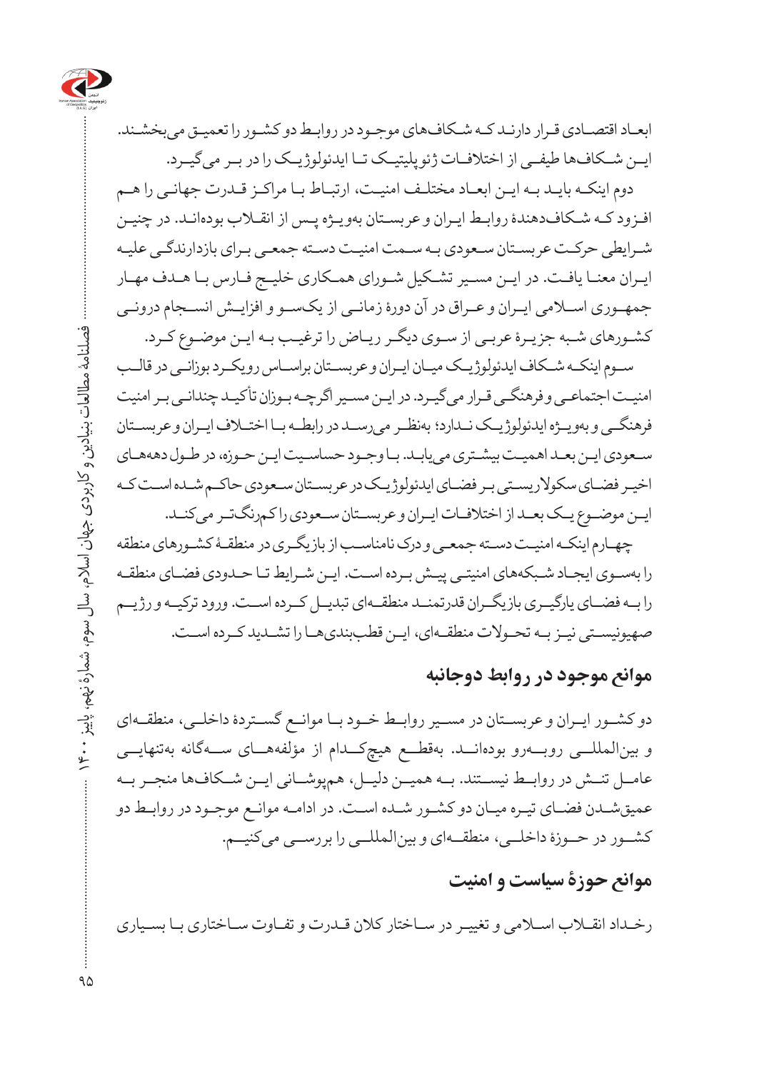ابعـاد اقتصـادی قـرار دارنـد کـه شـکاف‌های موجـود در روابـط دو کشـور را تعمیـق می‌بخشـند. ایـن شـکاف‌ها طیفـی از اختلافـات ژئوپلیتیـک تـا ایدئولوژیـک را در بـر می‌گیـرد.

دوم اینکـه بایـد بـه ایـن ابعـاد مختلـف امنیـت، ارتبـاط بـا مراکـز قـدرت جهانـی را هـم افـزود کـه شـکاف‌دهندۀ روابـط ایـران و عربسـتان به‌ویـژه پـس از انقـلاب بوده‌انـد. در چنیـن شـرایطی حرکـت عربسـتان سـعودی بـه سـمت امنیـت دسـته جمعـی بـرای بازدارندگـی علیـه ایـران معنـا یافـت. در ایـن مسـیر تشـکیل شـورای همـکاری خلیـج فـارس بـا هـدف مهـار جمهـوری اسـلامی ایـران و عـراق در آن دورۀ زمانـی از یک‌سـو و افزایـش انسـجام درونـی کشـورهای شـبه جزیـرۀ عربـی از سـوی دیگـر ریـاض را ترغیـب بـه ایـن موضـوع کـرد.

سـوم اینکـه شـکاف ایدئولوژیـک میـان ایـران و عربسـتان براسـاس رویکـرد بوزانـی در قالـب امنیـت اجتماعـی و فرهنگـی قـرار می‌گیـرد. در ایـن مسـیر اگرچـه بـوزان تأکیـد چندانـی بـر امنیـت فرهنگـی و به‌ویـژه ایدئولوژیـک نـدارد؛ به‌نظـر می‌رسـد در رابطـه بـا اختـلاف ایـران و عربسـتان سـعودی ایـن بعـد اهمیـت بیشـتری می‌یابـد. بـا وجـود حساسـیت ایـن حـوزه، در طـول دهه‌هـای اخیـر فضـای سکولاریسـتی بـر فضـای ایدئولوژیـک در عربسـتان سـعودی حاکـم شـده اسـت کـه ایـن موضـوع یـک بعـد از اختلافـات ایـران و عربسـتان سـعودی را کم‌رنگ‌تـر می‌کنـد.

چهـارم اینکـه امنیـت دسـته جمعـی و درک نامناسـب از بازیگـری در منطقـۀ کشـورهای منطقه را به‌سـوی ایجـاد شـبکه‌های امنیتـی پیـش بـرده اسـت. ایـن شـرایط تـا حـدودی فضـای منطقـه را بـه فضـای یارگیـری بازیگـران قدرتمنـد منطقـه‌ای تبدیـل کـرده اسـت. ورود ترکیـه و رژیـم صهیونیسـتی نیـز بـه تحـولات منطقـه‌ای، ایـن قطب‌بندی‌هـا را تشـدید کـرده اسـت.

## موانع موجود در روابط دوجانبه

دو کشـور ایـران و عربسـتان در مسـیر روابـط خـود بـا موانـع گسـتردۀ داخلـی، منطقـه‌ای و بین‌المللـی روبـه‌رو بوده‌انـد. به‌قطـع هیچ‌کـدام از مؤلفه‌هـای سـه‌گانه به‌تنهایـی عامـل تنـش در روابـط نیسـتند. بـه همیـن دلیـل، هم‌پوشـانی ایـن شـکاف‌ها منجـر بـه عمیق‌شـدن فضـای تیـره میـان دو کشـور شـده اسـت. در ادامـه موانـع موجـود در روابـط دو کشـور در حـوزۀ داخلـی، منطقـه‌ای و بین‌المللـی را بررسـی می‌کنیـم.

## موانع حوزۀ سیاست و امنیت

رخـداد انقـلاب اسـلامی و تغییـر در سـاختار کلان قـدرت و تفـاوت سـاختاری بـا بسـیاری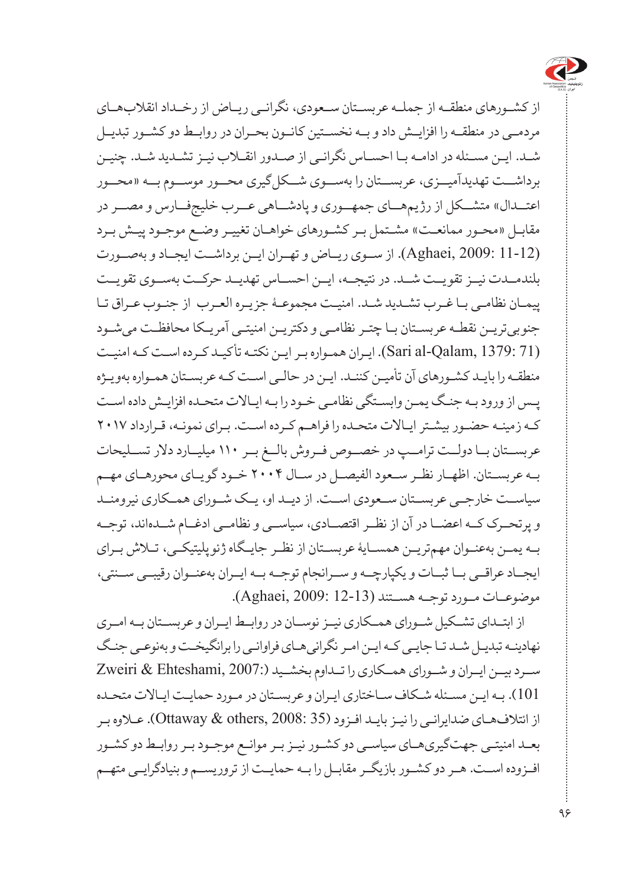از کشورهای منطقه از جمله عربستان سعودی، نگرانی ریاض از رخداد انقلاب‌های مردمی در منطقه را افزایش داد و به نخستین کانون بحران در روابط دو کشور تبدیل شد. این مسئله در ادامه با احساس نگرانی از صدور انقلاب نیز تشدید شد. چنین برداشت تهدیدآمیزی، عربستان را به‌سوی شکل‌گیری محور موسوم به «محور اعتدال» متشکل از رژیم‌های جمهوری و پادشاهی عرب خلیج‌فارس و مصر در مقابل «محور ممانعت» مشتمل بر کشورهای خواهان تغییر وضع موجود پیش برد (Aghaei, 2009: 11-12). از سوی ریاض و تهران این برداشت ایجاد و به‌صورت بلندمدت نیز تقویت شد. در نتیجه، این احساس تهدید حرکت به‌سوی تقویت پیمان نظامی با غرب تشدید شد. امنیت مجموعهٔ جزیره العرب از جنوب عراق تا جنوبی‌ترین نقطه عربستان با چتر نظامی و دکترین امنیتی آمریکا محافظت می‌شود (Sari al-Qalam, 1379: 71). ایران همواره بر این نکته تأکید کرده است که امنیت منطقه را باید کشورهای آن تأمین کنند. این در حالی است که عربستان همواره به‌ویژه پس از ورود به جنگ یمن وابستگی نظامی خود را به ایالات متحده افزایش داده است که زمینه حضور بیشتر ایالات متحده را فراهم کرده است. برای نمونه، قرارداد ۲۰۱۷ عربستان با دولت ترامپ در خصوص فروش بالغ بر ۱۱۰ میلیارد دلار تسلیحات به عربستان. اظهار نظر سعود الفیصل در سال ۲۰۰۴ خود گویای محورهای مهم سیاست خارجی عربستان سعودی است. از دید او، یک شورای همکاری نیرومند و پرتحرک که اعضا در آن از نظر اقتصادی، سیاسی و نظامی ادغام شده‌اند، توجه به یمن به‌عنوان مهم‌ترین همسایهٔ عربستان از نظر جایگاه ژئوپلیتیکی، تلاش برای ایجاد عراقی با ثبات و یکپارچه و سرانجام توجه به ایران به‌عنوان رقیبی سنتی، موضوعات مورد توجه هستند (Aghaei, 2009: 12-13).

از ابتدای تشکیل شورای همکاری نیز نوسان در روابط ایران و عربستان به امری نهادینه تبدیل شد تا جایی که این امر نگرانی‌های فراوانی را برانگیخت و به‌نوعی جنگ سرد بین ایران و شورای همکاری را تداوم بخشید (Zweiri & Ehteshami, 2007: 101). به این مسئله شکاف ساختاری ایران و عربستان در مورد حمایت ایالات متحده از ائتلاف‌های ضدایرانی را نیز باید افزود (Ottaway & others, 2008: 35). علاوه بر بعد امنیتی جهت‌گیری‌های سیاسی دو کشور نیز بر موانع موجود بر روابط دو کشور افزوده است. هر دو کشور بازیگر مقابل را به حمایت از تروریسم و بنیادگرایی متهم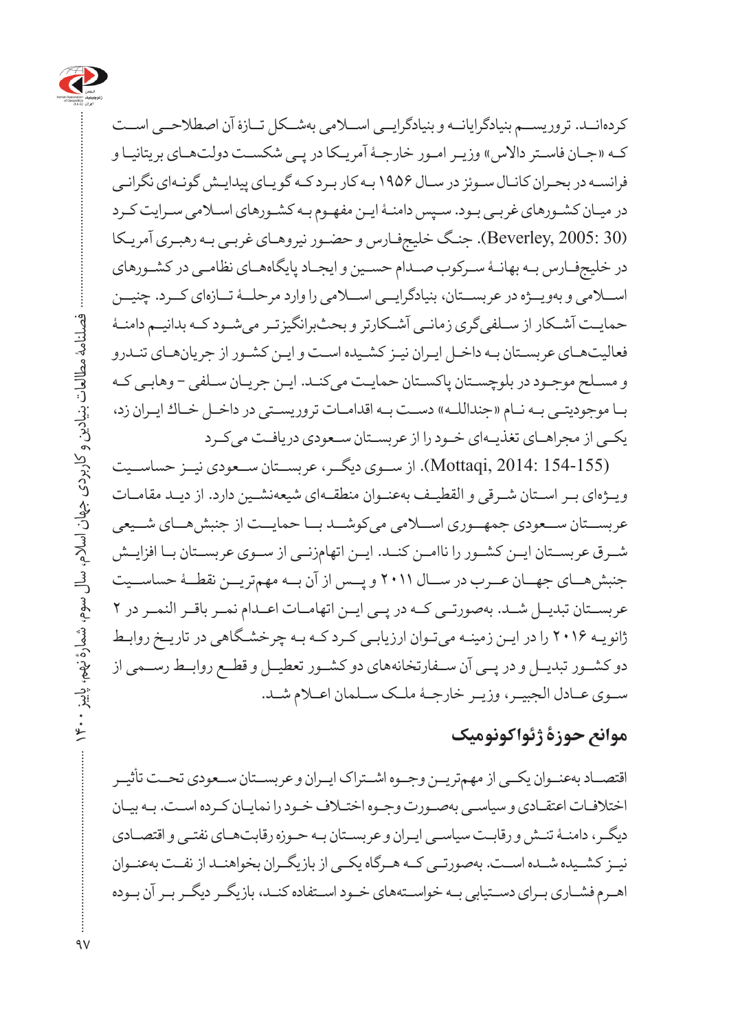کرده‌اند. تروریسم بنیادگرایانه و بنیادگرایی اسلامی به‌شکل تازهٔ آن اصطلاحی است که «جان فاستر دالاس» وزیر امور خارجهٔ آمریکا در پی شکست دولت‌های بریتانیا و فرانسه در بحران کانال سوئز در سال ۱۹۵۶ به کار برد که گویای پیدایش گونه‌ای نگرانی در میان کشورهای غربی بود. سپس دامنهٔ این مفهوم به کشورهای اسلامی سرایت کرد (Beverley, 2005: 30). جنگ خلیج‌فارس و حضور نیروهای غربی به رهبری آمریکا در خلیج‌فارس به بهانهٔ سرکوب صدام حسین و ایجاد پایگاه‌های نظامی در کشورهای اسلامی و به‌ویژه در عربستان، بنیادگرایی اسلامی را وارد مرحلهٔ تازه‌ای کرد. چنین حمایت آشکار از سلفی‌گری زمانی آشکارتر و بحث‌برانگیزتر می‌شود که بدانیم دامنهٔ فعالیت‌های عربستان به داخل ایران نیز کشیده است و این کشور از جریان‌های تندرو و مسلح موجود در بلوچستان پاکستان حمایت می‌کند. این جریان سلفی - وهابی که با موجودیتی به نام «جندالله» دست به اقدامات تروریستی در داخل خاك ایران زد، یکی از مجراهای تغذیه‌ای خود را از عربستان سعودی دریافت می‌کرد (Mottaqi, 2014: 154-155). از سوی دیگر، عربستان سعودی نیز حساسیت ویژه‌ای بر استان شرقی و القطیف به‌عنوان منطقه‌ای شیعه‌نشین دارد. از دید مقامات عربستان سعودی جمهوری اسلامی می‌کوشد با حمایت از جنبش‌های شیعی شرق عربستان این کشور را ناامن کند. این اتهام‌زنی از سوی عربستان با افزایش جنبش‌های جهان عرب در سال ۲۰۱۱ و پس از آن به مهم‌ترین نقطهٔ حساسیت عربستان تبدیل شد. به‌صورتی که در پی این اتهامات اعدام نمر باقر النمر در ۲ ژانویه ۲۰۱۶ را در این زمینه می‌توان ارزیابی کرد که به چرخشگاهی در تاریخ روابط دو کشور تبدیل و در پی آن سفارتخانه‌های دو کشور تعطیل و قطع روابط رسمی از سوی عادل الجبیر، وزیر خارجهٔ ملک سلمان اعلام شد.

## موانع حوزهٔ ژئواکونومیک

اقتصاد به‌عنوان یکی از مهم‌ترین وجوه اشتراک ایران و عربستان سعودی تحت تأثیر اختلافات اعتقادی و سیاسی به‌صورت وجوه اختلاف خود را نمایان کرده است. به بیان دیگر، دامنهٔ تنش و رقابت سیاسی ایران و عربستان به حوزه رقابت‌های نفتی و اقتصادی نیز کشیده شده است. به‌صورتی که هرگاه یکی از بازیگران بخواهند از نفت به‌عنوان اهرم فشاری برای دستیابی به خواسته‌های خود استفاده کند، بازیگر دیگر بر آن بوده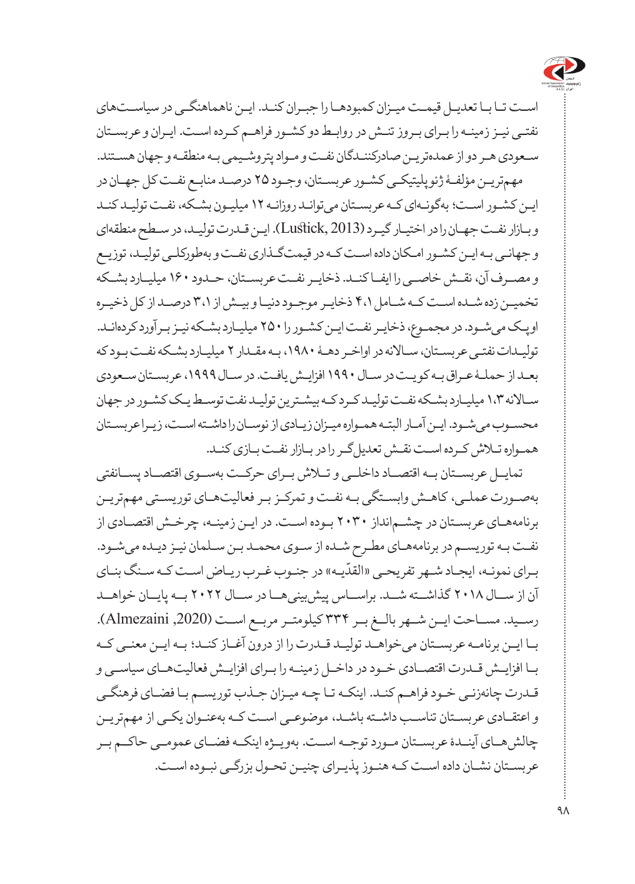است تا با تعدیل قیمت میزان کمبودها را جبران کند. این ناهماهنگی در سیاست‌های نفتی نیز زمینه را برای بروز تنش در روابط دو کشور فراهم کرده است. ایران و عربستان سعودی هر دو از عمده‌ترین صادرکنندگان نفت و مواد پتروشیمی به منطقه و جهان هستند.

مهم‌ترین مؤلفهٔ ژئوپلیتیکی کشور عربستان، وجود ۲۵ درصد منابع نفت کل جهان در این کشور است؛ به‌گونه‌ای که عربستان می‌تواند روزانه ۱۲ میلیون بشکه، نفت تولید کند و بازار نفت جهان را در اختیار گیرد (Lustick, 2013). این قدرت تولید، در سطح منطقه‌ای و جهانی به این کشور امکان داده است که در قیمت‌گذاری نفت و به‌طورکلی تولید، توزیع و مصرف آن، نقش خاصی را ایفا کند. ذخایر نفت عربستان، حدود ۱۶۰ میلیارد بشکه تخمین زده شده است که شامل ۴۰،۱ ذخایر موجود دنیا و بیش از ۳،۱ درصد از کل ذخیره اوپک می‌شود. در مجموع، ذخایر نفت این کشور را ۲۵۰ میلیارد بشکه نیز برآورد کرده‌اند. تولیدات نفتی عربستان، سالانه در اواخر دههٔ ۱۹۸۰، به مقدار ۲ میلیارد بشکه نفت بود که بعد از حملهٔ عراق به کویت در سال ۱۹۹۰ افزایش یافت. در سال ۱۹۹۹، عربستان سعودی سالانه ۱،۳ میلیارد بشکه نفت تولید کرد که بیشترین تولید نفت توسط یک کشور در جهان محسوب می‌شود. این آمار البته همواره میزان زیادی از نوسان را داشته است، زیرا عربستان همواره تلاش کرده است نقش تعدیل‌گر را در بازار نفت بازی کند.

تمایل عربستان به اقتصاد داخلی و تلاش برای حرکت به‌سوی اقتصاد پسانفتی به‌صورت عملی، کاهش وابستگی به نفت و تمرکز بر فعالیت‌های توریستی مهم‌ترین برنامه‌های عربستان در چشم‌انداز ۲۰۳۰ بوده است. در این زمینه، چرخش اقتصادی از نفت به توریسم در برنامه‌های مطرح شده از سوی محمد بن سلمان نیز دیده می‌شود. برای نمونه، ایجاد شهر تفریحی «القدّیه» در جنوب غرب ریاض است که سنگ بنای آن از سال ۲۰۱۸ گذاشته شد. براساس پیش‌بینی‌ها در سال ۲۰۲۲ به پایان خواهد رسید. مساحت این شهر بالغ بر ۳۳۴ کیلومتر مربع است (Almezaini, 2020). با این برنامه عربستان می‌خواهد تولید قدرت را از درون آغاز کند؛ به این معنی که با افزایش قدرت اقتصادی خود در داخل زمینه را برای افزایش فعالیت‌های سیاسی و قدرت چانه‌زنی خود فراهم کند. اینکه تا چه میزان جذب توریسم با فضای فرهنگی و اعتقادی عربستان تناسب داشته باشد، موضوعی است که به‌عنوان یکی از مهم‌ترین چالش‌های آیندهٔ عربستان مورد توجه است. به‌ویژه اینکه فضای عمومی حاکم بر عربستان نشان داده است که هنوز پذیرای چنین تحول بزرگی نبوده است.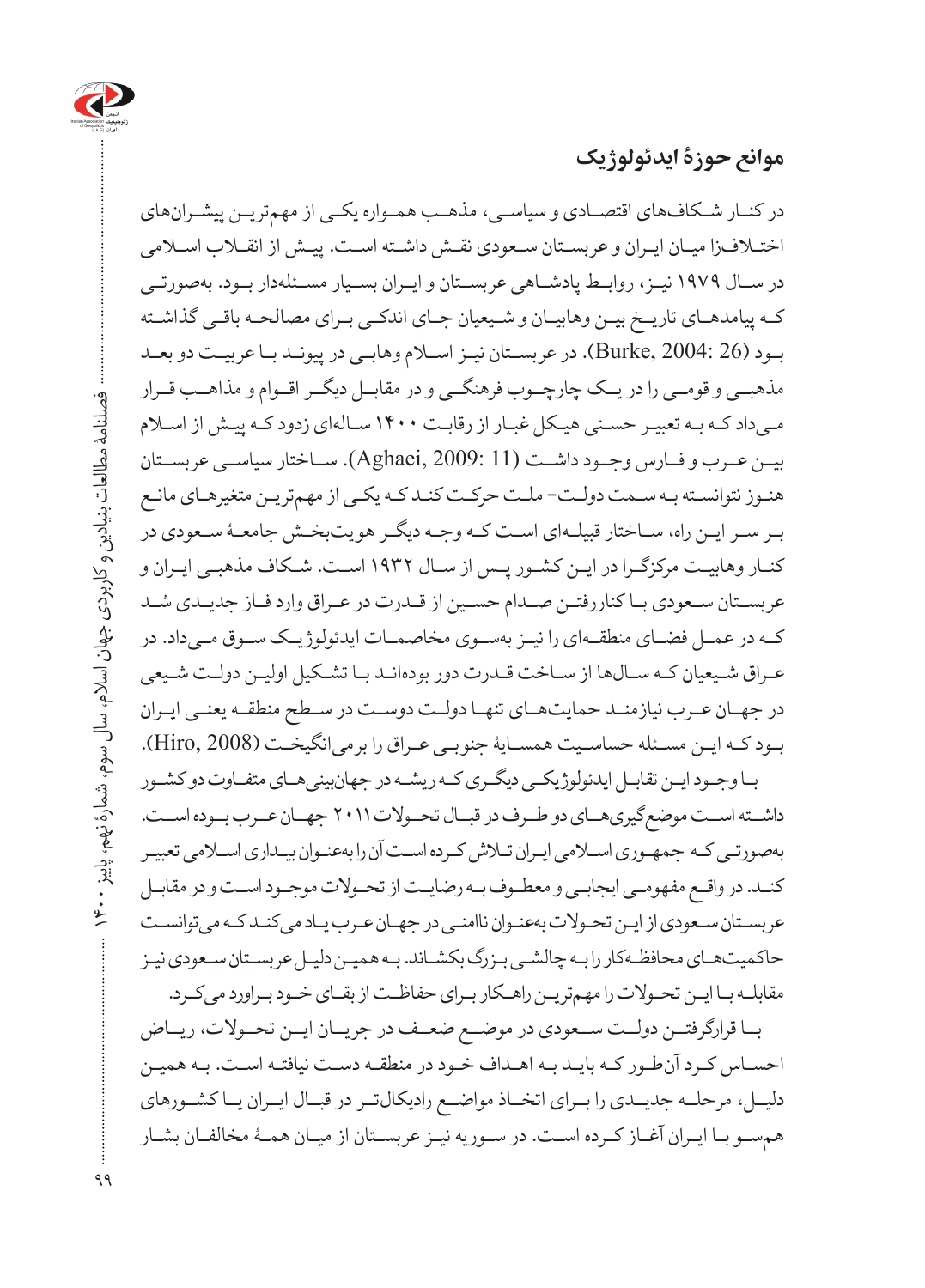## موانع حوزۀ ایدئولوژیک

در کنار شکاف‌های اقتصادی و سیاسی، مذهب همواره یکی از مهم‌ترین پیشران‌های اختلاف‌زا میان ایران و عربستان سعودی نقش داشته است. پیش از انقلاب اسلامی در سال ۱۹۷۹ نیز، روابط پادشاهی عربستان و ایران بسیار مسئله‌دار بود. به‌صورتی که پیامدهای تاریخ بین وهابیان و شیعیان جای اندکی برای مصالحه باقی گذاشته بود (Burke, 2004: 26). در عربستان نیز اسلام وهابی در پیوند با عربیت دو بعد مذهبی و قومی را در یک چارچوب فرهنگی و در مقابل دیگر اقوام و مذاهب قرار می‌داد که به تعبیر حسنی هیکل غبار از رقابت ۱۴۰۰ ساله‌ای زدود که پیش از اسلام بین عرب و فارس وجود داشت (Aghaei, 2009: 11). ساختار سیاسی عربستان هنوز نتوانسته به سمت دولت- ملت حرکت کند که یکی از مهم‌ترین متغیرهای مانع بر سر این راه، ساختار قبیله‌ای است که وجه دیگر هویت‌بخش جامعۀ سعودی در کنار وهابیت مرکزگرا در این کشور پس از سال ۱۹۳۲ است. شکاف مذهبی ایران و عربستان سعودی با کنار‌رفتن صدام حسین از قدرت در عراق وارد فاز جدیدی شد که در عمل فضای منطقه‌ای را نیز به‌سوی مخاصمات ایدئولوژیک سوق می‌داد. در عراق شیعیان که سال‌ها از ساخت قدرت دور بوده‌اند با تشکیل اولین دولت شیعی در جهان عرب نیازمند حمایت‌های تنها دولت دوست در سطح منطقه یعنی ایران بود که این مسئله حساسیت همسایۀ جنوبی عراق را برمی‌انگیخت (Hiro, 2008).

با وجود این تقابل ایدئولوژیکی دیگری که ریشه در جهان‌بینی‌های متفاوت دو کشور داشته است موضع‌گیری‌های دو طرف در قبال تحولات ۲۰۱۱ جهان عرب بوده است. به‌صورتی که جمهوری اسلامی ایران تلاش کرده است آن را به‌عنوان بیداری اسلامی تعبیر کند. در واقع مفهومی ایجابی و معطوف به رضایت از تحولات موجود است و در مقابل عربستان سعودی از این تحولات به‌عنوان ناامنی در جهان عرب یاد می‌کند که می‌توانست حاکمیت‌های محافظه‌کار را به چالشی بزرگ بکشاند. به همین دلیل عربستان سعودی نیز مقابله با این تحولات را مهم‌ترین راهکار برای حفاظت از بقای خود براورد می‌کرد.

با قرارگرفتن دولت سعودی در موضع ضعف در جریان این تحولات، ریاض احساس کرد آن‌طور که باید به اهداف خود در منطقه دست نیافته است. به همین دلیل، مرحله جدیدی را برای اتخاذ مواضع رادیکال‌تر در قبال ایران یا کشورهای هم‌سو با ایران آغاز کرده است. در سوریه نیز عربستان از میان همۀ مخالفان بشار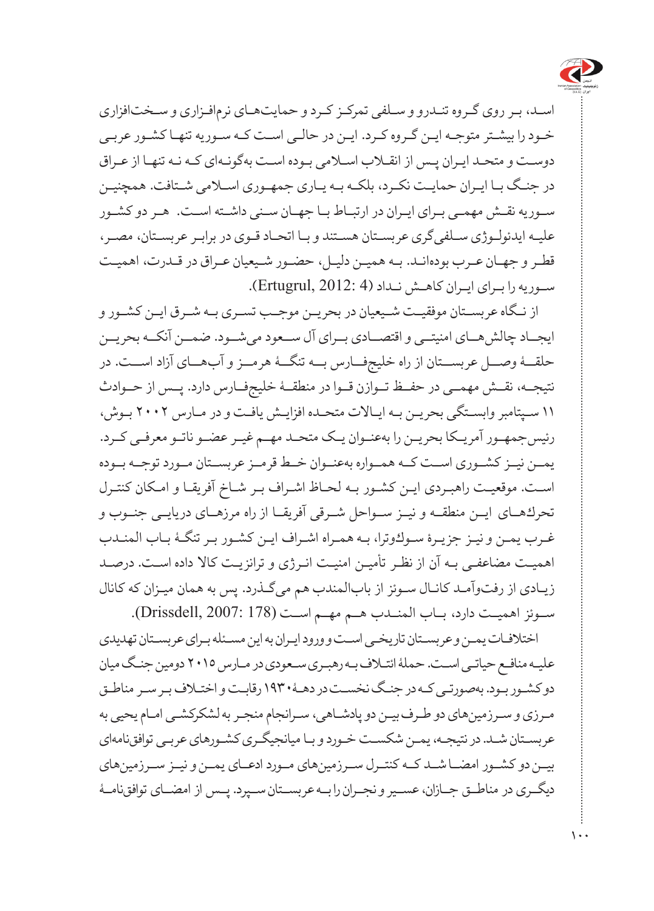اسـد، بـر روی گـروه تنـدرو و سـلفی تمرکـز کـرد و حمایت‌هـای نرم‌افـزاری و سـخت‌افزاری خـود را بیشـتر متوجـه ایـن گـروه کـرد. ایـن در حالـی اسـت کـه سـوریه تنهـا کشـور عربـی دوسـت و متحـد ایـران پـس از انقـلاب اسـلامی بـوده اسـت به‌گونـه‌ای کـه نـه تنهـا از عـراق در جنـگ بـا ایـران حمایـت نکـرد، بلکـه بـه یـاری جمهـوری اسـلامی شـتافت. همچنیـن سـوریه نقـش مهمـی بـرای ایـران در ارتبـاط بـا جهـان سـنی داشـته اسـت. هـر دو کشـور علیـه ایدئولـوژی سـلفی‌گری عربسـتان هسـتند و بـا اتحـاد قـوی در برابـر عربسـتان، مصـر، قطـر و جهـان عـرب بوده‌انـد. بـه همیـن دلیـل، حضـور شـیعیان عـراق در قـدرت، اهمیـت سـوریه را بـرای ایـران کاهـش نـداد (Ertugrul, 2012: 4).

از نـگاه عربسـتان موفقیـت شـیعیان در بحریـن موجـب تسـری بـه شـرق ایـن کشـور و ایجـاد چالش‌هـای امنیتـی و اقتصـادی بـرای آل سـعود می‌شـود. ضمـن آنکـه بحریـن حلقـۀ وصـل عربسـتان از راه خلیج‌فـارس بـه تنگـۀ هرمـز و آب‌هـای آزاد اسـت. در نتیجـه، نقـش مهمـی در حفـظ تـوازن قـوا در منطقـۀ خلیج‌فـارس دارد. پـس از حـوادث ۱۱ سـپتامبر وابسـتگی بحریـن بـه ایـالات متحـده افزایـش یافـت و در مـارس ۲۰۰۲ بـوش، رئیس‌جمهـور آمریـکا بحریـن را به‌عنـوان یـک متحـد مهـم غیـر عضـو ناتـو معرفـی کـرد. یمـن نیـز کشـوری اسـت کـه همـواره به‌عنـوان خـط قرمـز عربسـتان مـورد توجـه بـوده اسـت. موقعیـت راهبـردی ایـن کشـور بـه لحـاظ اشـراف بـر شـاخ آفریقـا و امـکان کنتـرل تحرك‌هـای ایـن منطقـه و نیـز سـواحل شـرقی آفریقـا از راه مرزهـای دریایـی جنـوب و غـرب یمـن و نیـز جزیـرۀ سـوكوترا، بـه همـراه اشـراف ایـن کشـور بـر تنگـۀ بـاب المنـدب اهمیـت مضاعفـی بـه آن از نظـر تأمیـن امنیـت انـرژی و ترانزیـت کالا داده اسـت. درصـد زیـادی از رفت‌وآمـد کانـال سـوئز از باب‌المندب هـم می‌گـذرد. پس به همان میـزان که کانال سـوئز اهمیـت دارد، بـاب المنـدب هـم مهـم اسـت (Drissdell, 2007: 178).

اختلافـات یمـن و عربسـتان تاریخـی اسـت و ورود ایـران به این مسـئله بـرای عربسـتان تهدیدی علیـه منافـع حیاتـی اسـت. حملۀ ائتـلاف بـه رهبـری سـعودی در مـارس ۲۰۱۵ دومین جنـگ میان دو کشـور بـود. به‌صورتـی کـه در جنـگ نخسـت در دهـۀ ۱۹۳۰ رقابـت و اختـلاف بـر سـر مناطـق مـرزی و سـرزمین‌های دو طـرف بیـن دو پادشـاهی، سـرانجام منجـر به لشکرکشـی امـام یحیی به عربسـتان شـد. در نتیجـه، یمـن شکسـت خـورد و بـا میانجیگـری کشـورهای عربـی توافق‌نامه‌ای بیـن دو کشـور امضـا شـد کـه کنتـرل سـرزمین‌های مـورد ادعـای یمـن و نیـز سـرزمین‌های دیگـری در مناطـق جـازان، عسـیر و نجـران را بـه عربسـتان سـپرد. پـس از امضـای توافق‌نامـۀ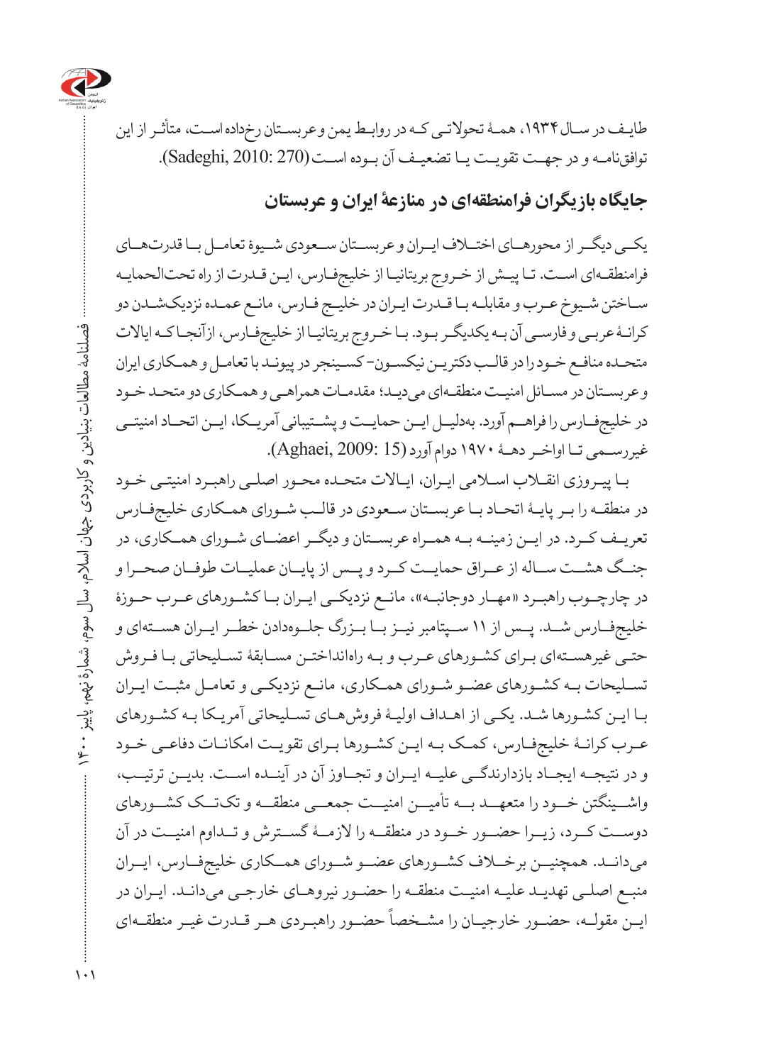طایف در سال ۱۹۳۴، همهٔ تحولاتی که در روابط یمن و عربستان رخداده است، متأثر از این توافق‌نامه و در جهت تقویت یا تضعیف آن بوده است (Sadeghi, 2010: 270).

## جایگاه بازیگران فرامنطقه‌ای در منازعهٔ ایران و عربستان

یکی دیگر از محورهای اختلاف ایران و عربستان سعودی شیوهٔ تعامل با قدرت‌های فرامنطقه‌ای است. تا پیش از خروج بریتانیا از خلیج‌فارس، این قدرت از راه تحت‌الحمایه ساختن شیوخ عرب و مقابله با قدرت ایران در خلیج فارس، مانع عمده نزدیک‌شدن دو کرانهٔ عربی و فارسی آن به یکدیگر بود. با خروج بریتانیا از خلیج‌فارس، ازآنجا که ایالات متحده منافع خود را در قالب دکترین نیکسون- کسینجر در پیوند با تعامل و همکاری ایران و عربستان در مسائل امنیت منطقه‌ای می‌دید؛ مقدمات همراهی و همکاری دو متحد خود در خلیج‌فارس را فراهم آورد. به‌دلیل این حمایت و پشتیبانی آمریکا، این اتحاد امنیتی غیررسمی تا اواخر دههٔ ۱۹۷۰ دوام آورد (Aghaei, 2009: 15).

با پیروزی انقلاب اسلامی ایران، ایالات متحده محور اصلی راهبرد امنیتی خود در منطقه را بر پایهٔ اتحاد با عربستان سعودی در قالب شورای همکاری خلیج‌فارس تعریف کرد. در این زمینه به همراه عربستان و دیگر اعضای شورای همکاری، در جنگ هشت ساله از عراق حمایت کرد و پس از پایان عملیات طوفان صحرا و در چارچوب راهبرد «مهار دوجانبه»، مانع نزدیکی ایران با کشورهای عرب حوزهٔ خلیج‌فارس شد. پس از ۱۱ سپتامبر نیز با بزرگ جلوه‌دادن خطر ایران هسته‌ای و حتی غیرهسته‌ای برای کشورهای عرب و به راه‌انداختن مسابقهٔ تسلیحاتی با فروش تسلیحات به کشورهای عضو شورای همکاری، مانع نزدیکی و تعامل مثبت ایران با این کشورها شد. یکی از اهداف اولیهٔ فروش‌های تسلیحاتی آمریکا به کشورهای عرب کرانهٔ خلیج‌فارس، کمک به این کشورها برای تقویت امکانات دفاعی خود و در نتیجه ایجاد بازدارندگی علیه ایران و تجاوز آن در آینده است. بدین ترتیب، واشنگتن خود را متعهد به تأمین امنیت جمعی منطقه و تک‌تک کشورهای دوست کرد، زیرا حضور خود در منطقه را لازمهٔ گسترش و تداوم امنیت در آن می‌داند. همچنین برخلاف کشورهای عضو شورای همکاری خلیج‌فارس، ایران منبع اصلی تهدید علیه امنیت منطقه را حضور نیروهای خارجی می‌داند. ایران در این مقوله، حضور خارجیان را مشخصاً حضور راهبردی هر قدرت غیر منطقه‌ای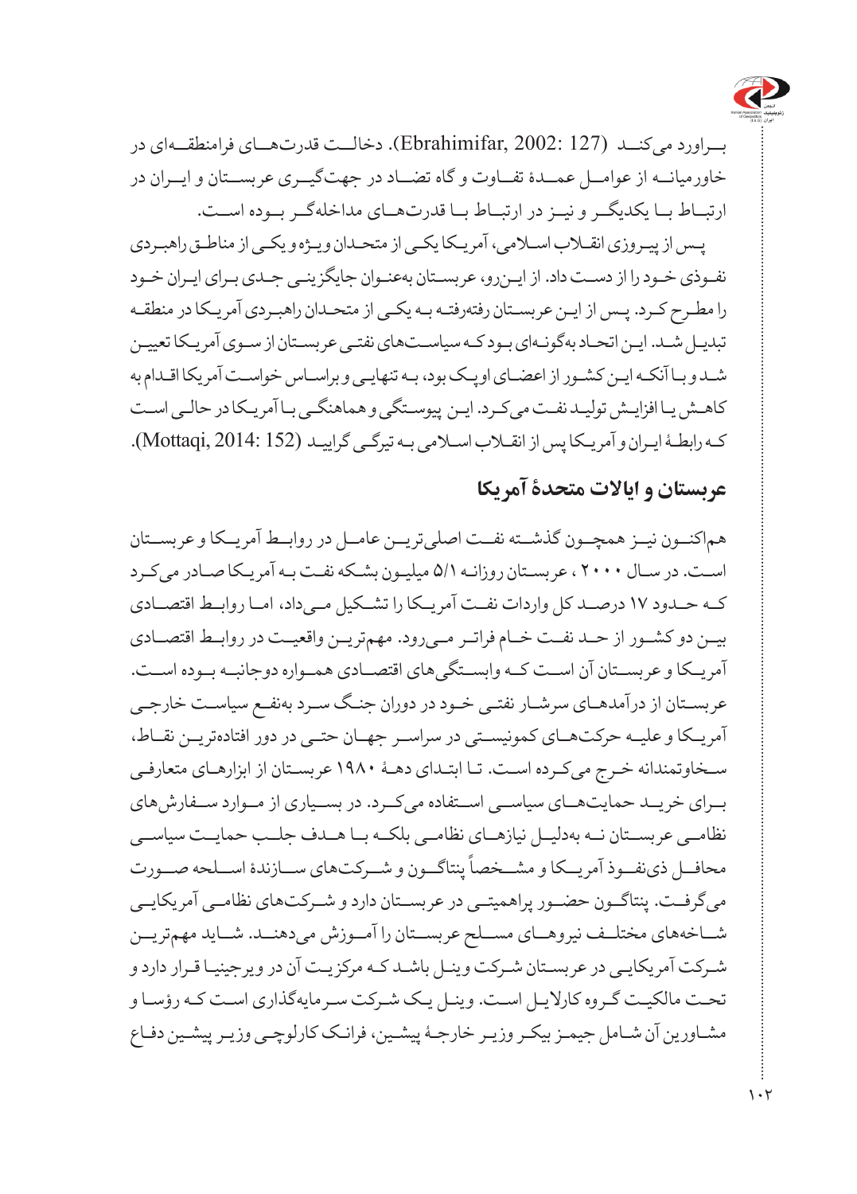بـراورد می‌کنـد (Ebrahimifar, 2002: 127). دخالـت قدرت‌هـای فرامنطقـه‌ای در خاورمیانـه از عوامـل عمـدۀ تفـاوت و گاه تضـاد در جهت‌گیـری عربسـتان و ایـران در ارتبـاط بـا یکدیگـر و نیـز در ارتبـاط بـا قدرت‌هـای مداخله‌گـر بـوده اسـت.

پـس از پیـروزی انقـلاب اسـلامی، آمریـکا یکـی از متحـدان ویـژه و یکـی از مناطـق راهبـردی نفـوذی خـود را از دسـت داد. از ایـن‌رو، عربسـتان به‌عنـوان جایگزینـی جـدی بـرای ایـران خـود را مطـرح کـرد. پـس از ایـن عربسـتان رفته‌رفتـه بـه یکـی از متحـدان راهبـردی آمریـکا در منطقـه تبدیـل شـد. ایـن اتحـاد به‌گونـه‌ای بـود کـه سیاسـت‌های نفتـی عربسـتان از سـوی آمریـکا تعییـن شـد و بـا آنکـه ایـن کشـور از اعضـای اوپـک بود، بـه تنهایـی و براسـاس خواسـت آمریکا اقـدام به کاهـش یـا افزایـش تولیـد نفـت می‌کـرد. ایـن پیوسـتگی و هماهنگـی بـا آمریـکا در حالـی اسـت کـه رابطـۀ ایـران و آمریـکا پس از انقـلاب اسـلامی بـه تیرگـی گراییـد (Mottaqi, 2014: 152).

## عربستان و ایالات متحدۀ آمریکا

هم‌اکنـون نیـز همچـون گذشـته نفـت اصلی‌تریـن عامـل در روابـط آمریـکا و عربسـتان اسـت. در سـال ۲۰۰۰، عربسـتان روزانـه ۵/۱ میلیـون بشـکه نفـت بـه آمریـکا صـادر می‌کـرد کـه حـدود ۱۷ درصـد کل واردات نفـت آمریـکا را تشـکیل مـی‌داد، امـا روابـط اقتصـادی بیـن دو کشـور از حـد نفـت خـام فراتـر مـی‌رود. مهم‌تریـن واقعیـت در روابـط اقتصـادی آمریـکا و عربسـتان آن اسـت کـه وابسـتگی‌های اقتصـادی همـواره دوجانبـه بـوده اسـت. عربسـتان از درآمدهـای سرشـار نفتـی خـود در دوران جنـگ سـرد به‌نفـع سیاسـت خارجـی آمریـکا و علیـه حرکت‌هـای کمونیسـتی در سراسـر جهـان حتـی در دور افتاده‌تریـن نقـاط، سـخاوتمندانه خـرج می‌کـرده اسـت. تـا ابتـدای دهـۀ ۱۹۸۰ عربسـتان از ابزارهـای متعارفـی بـرای خریـد حمایت‌هـای سیاسـی اسـتفاده می‌کـرد. در بسـیاری از مـوارد سـفارش‌های نظامـی عربسـتان نـه به‌دلیـل نیازهـای نظامـی بلکـه بـا هـدف جلـب حمایـت سیاسـی محافـل ذی‌نفـوذ آمریـکا و مشـخصاً پنتاگـون و شـرکت‌های سـازندۀ اسـلحه صـورت می‌گرفـت. پنتاگـون حضـور پراهمیتـی در عربسـتان دارد و شـرکت‌های نظامـی آمریکایـی شـاخه‌های مختلـف نیروهـای مسـلح عربسـتان را آمـوزش می‌دهنـد. شـاید مهم‌تریـن شـرکت آمریکایـی در عربسـتان شـرکت وینـل باشـد کـه مرکزیـت آن در ویرجینیـا قـرار دارد و تحـت مالکیـت گـروه کارلایـل اسـت. وینـل یـک شـرکت سـرمایه‌گذاری اسـت کـه رؤسـا و مشـاورین آن شـامل جیمـز بیکـر وزیـر خارجـۀ پیشـین، فرانـک کارلوچـی وزیـر پیشـین دفـاع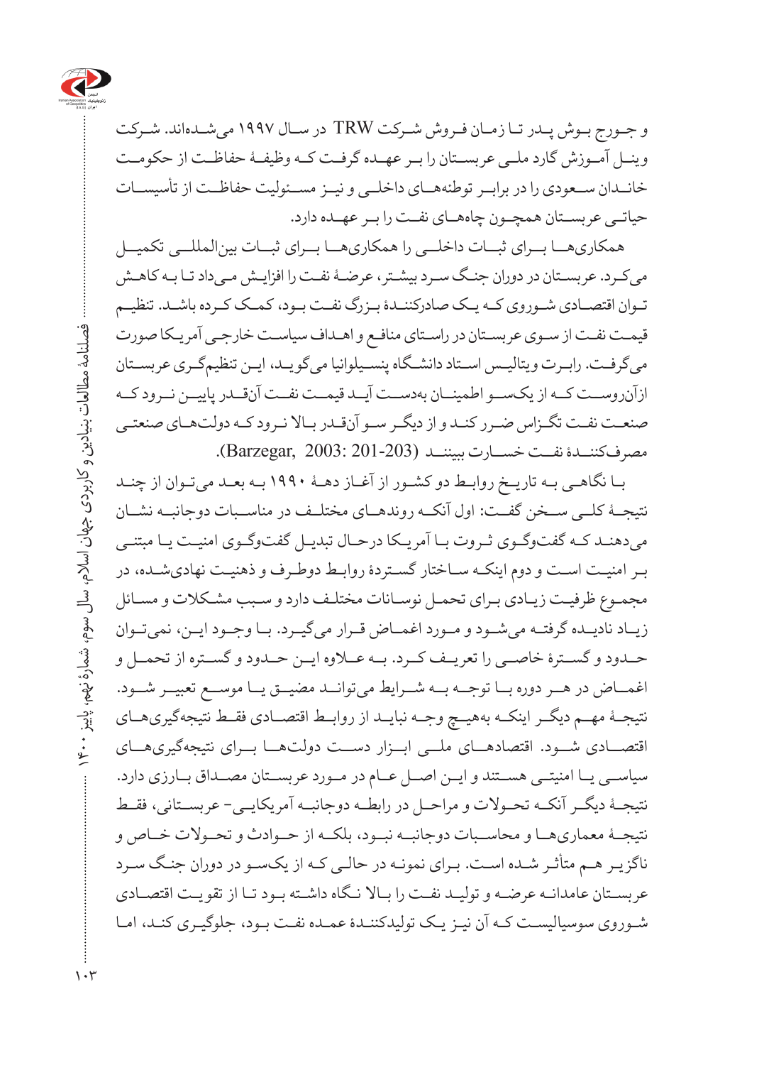و جـورج بـوش پـدر تـا زمـان فـروش شـرکت TRW در سـال ۱۹۹۷ می‌شـده‌اند. شـرکت وینـل آمـوزش گارد ملـی عربسـتان را بـر عهـده گرفـت کـه وظیفـهٔ حفاظـت از حکومـت خانـدان سـعودی را در برابـر توطئه‌هـای داخلـی و نیـز مسـئولیت حفاظـت از تأسیسـات حیاتـی عربسـتان همچـون چاه‌هـای نفـت را بـر عهـده دارد.

همکاری‌هـا بـرای ثبـات داخلـی را همکاری‌هـا بـرای ثبـات بین‌المللـی تکمیـل می‌کـرد. عربسـتان در دوران جنـگ سـرد بیشـتر، عرضـهٔ نفـت را افزایـش مـی‌داد تـا بـه کاهـش تـوان اقتصـادی شـوروی کـه یـک صادرکننـدهٔ بـزرگ نفـت بـود، کمـک کـرده باشـد. تنظیـم قیمـت نفـت از سـوی عربسـتان در راسـتای منافـع و اهـداف سیاسـت خارجـی آمریـکا صورت می‌گرفـت. رابـرت ویتالیـس اسـتاد دانشـگاه پنسـیلوانیا می‌گویـد، ایـن تنظیم‌گـری عربسـتان ازآن‌روسـت کـه از یک‌سـو اطمینـان به‌دسـت آیـد قیمـت نفـت آن‌قـدر پاییـن نـرود کـه صنعـت نفـت تگـزاس ضـرر کنـد و از دیگـر سـو آن‌قـدر بـالا نـرود کـه دولت‌هـای صنعتـی مصرف‌کننـدهٔ نفـت خسـارت ببیننـد (Barzegar, 2003: 201-203).

بـا نگاهـی بـه تاریـخ روابـط دو کشـور از آغـاز دهـهٔ ۱۹۹۰ بـه بعـد می‌تـوان از چنـد نتیجـهٔ کلـی سـخن گفـت: اول آنکـه رونـدهای مختلـف در مناسـبات دوجانبـه نشـان می‌دهنـد کـه گفت‌وگـوی ثـروت بـا آمریـکا درحـال تبدیـل گفت‌وگـوی امنیـت یـا مبتنـی بـر امنیـت اسـت و دوم اینکـه سـاختار گسـتردهٔ روابـط دوطـرف و ذهنیـت نهادی‌شـده، در مجمـوع ظرفیـت زیـادی بـرای تحمـل نوسـانات مختلـف دارد و سـبب مشـکلات و مسـائل زیـاد نادیـده گرفتـه می‌شـود و مـورد اغمـاض قـرار می‌گیـرد. بـا وجـود ایـن، نمی‌تـوان حـدود و گسـترهٔ خاصـی را تعریـف کـرد. بـه عـلاوه ایـن حـدود و گسـتره از تحمـل و اغمـاض در هـر دوره بـا توجـه بـه شـرایط می‌تواننـد مضیـق یـا موسـع تعبیـر شـود. نتیجـهٔ مهـم دیگـر اینکـه به‌هیـچ وجـه نبایـد از روابـط اقتصـادی فقـط نتیجه‌گیری‌هـای اقتصـادی شـود. اقتصادهـای ملـی ابـزار دسـت دولت‌هـا بـرای نتیجه‌گیری‌هـای سیاسـی یـا امنیتـی هسـتند و ایـن اصـل عـام در مـورد عربسـتان مصـداق بـارزی دارد. نتیجـهٔ دیگـر آنکـه تحـولات و مراحـل در رابطـه دوجانبـه آمریکایـی- عربسـتانی، فقـط نتیجـهٔ معماری‌هـا و محاسـبات دوجانبـه نبـود، بلکـه از حـوادث و تحـولات خـاص و ناگزیـر هـم متأثـر شـده اسـت. بـرای نمونـه در حالـی کـه از یک‌سـو در دوران جنـگ سـرد عربسـتان عامدانـه عرضـه و تولیـد نفـت را بـالا نـگاه داشـته بـود تـا از تقویـت اقتصـادی شـوروی سوسیالیسـت کـه آن نیـز یـک تولیدکننـدهٔ عمـده نفـت بـود، جلوگیـری کنـد، امـا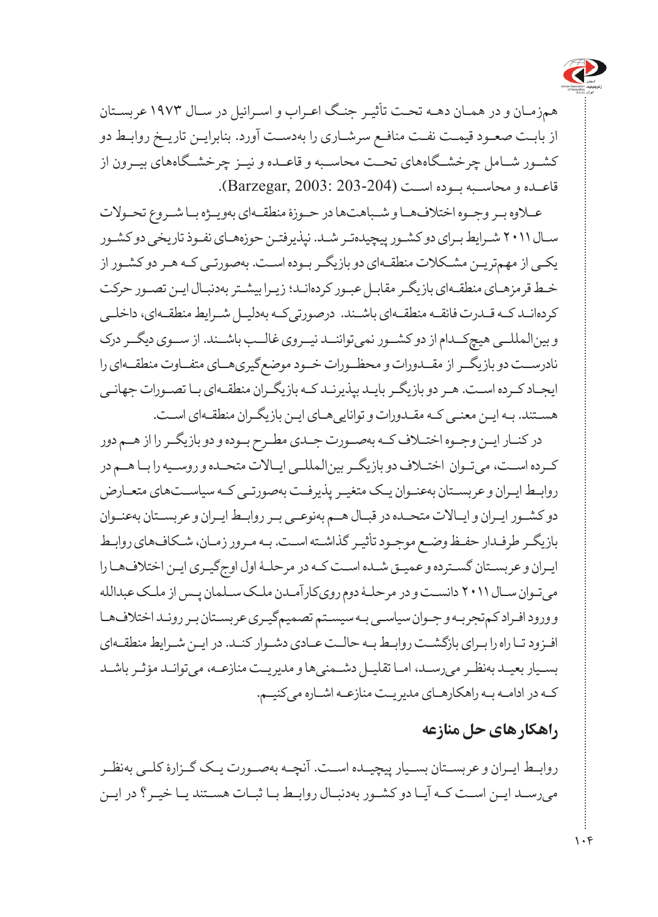هم‌زمان و در همان دهه تحت تأثیر جنگ اعراب و اسرائیل در سال ۱۹۷۳ عربستان از بابت صعود قیمت نفت منافع سرشاری را به‌دست آورد. بنابراین تاریخ روابط دو کشور شامل چرخشگاه‌های تحت محاسبه و قاعده و نیز چرخشگاه‌های بیرون از قاعده و محاسبه بوده است (Barzegar, 2003: 203-204).

علاوه بر وجوه اختلاف‌ها و شباهت‌ها در حوزهٔ منطقه‌ای به‌ویژه با شروع تحولات سال ۲۰۱۱ شرایط برای دو کشور پیچیده‌تر شد. نپذیرفتن حوزه‌های نفوذ تاریخی دو کشور یکی از مهم‌ترین مشکلات منطقه‌ای دو بازیگر بوده است. به‌صورتی که هر دو کشور از خط قرمزهای منطقه‌ای بازیگر مقابل عبور کرده‌اند؛ زیرا بیشتر به‌دنبال این تصور حرکت کرده‌اند که قدرت فائقه منطقه‌ای باشند. درصورتی‌که به‌دلیل شرایط منطقه‌ای، داخلی و بین‌المللی هیچ‌کدام از دو کشور نمی‌توانند نیروی غالب باشند. از سوی دیگر درک نادرست دو بازیگر از مقدورات و محظورات خود موضع‌گیری‌های متفاوت منطقه‌ای را ایجاد کرده است. هر دو بازیگر باید بپذیرند که بازیگران منطقه‌ای با تصورات جهانی هستند. به این معنی که مقدورات و توانایی‌های این بازیگران منطقه‌ای است.

در کنار این وجوه اختلاف که به‌صورت جدی مطرح بوده و دو بازیگر را از هم دور کرده است، می‌توان اختلاف دو بازیگر بین‌المللی ایالات متحده و روسیه را با هم در روابط ایران و عربستان به‌عنوان یک متغیر پذیرفت به‌صورتی که سیاست‌های متعارض دو کشور ایران و ایالات متحده در قبال هم به‌نوعی بر روابط ایران و عربستان به‌عنوان بازیگر طرفدار حفظ وضع موجود تأثیر گذاشته است. به مرور زمان، شکاف‌های روابط ایران و عربستان گسترده و عمیق شده است که در مرحلهٔ اول اوج‌گیری این اختلاف‌ها را می‌توان سال ۲۰۱۱ دانست و در مرحلهٔ دوم روی‌کارآمدن ملک سلمان پس از ملک عبدالله و ورود افراد کم‌تجربه و جوان سیاسی به سیستم تصمیم‌گیری عربستان بر روند اختلاف‌ها افزود تا راه را برای بازگشت روابط به حالت عادی دشوار کند. در این شرایط منطقه‌ای بسیار بعید به‌نظر می‌رسد، اما تقلیل دشمنی‌ها و مدیریت منازعه، می‌توانند مؤثر باشد که در ادامه به راهکارهای مدیریت منازعه اشاره می‌کنیم.

## راهکارهای حل منازعه

روابط ایران و عربستان بسیار پیچیده است. آنچه به‌صورت یک گزارهٔ کلی به‌نظر می‌رسد این است که آیا دو کشور به‌دنبال روابط با ثبات هستند یا خیر؟ در این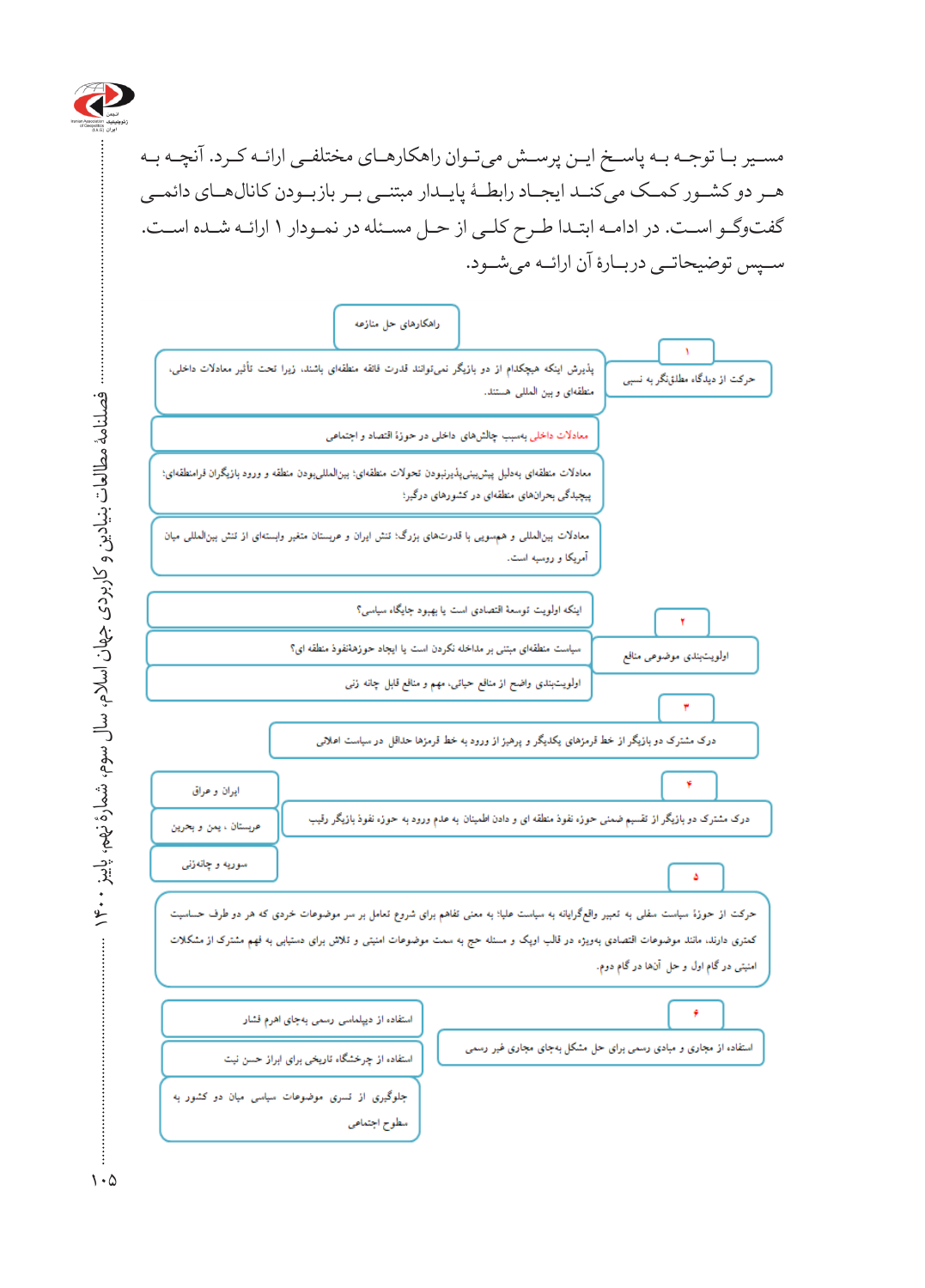مسیر بـا توجـه بـه پاسـخ ایـن پرسـش می‌تـوان راهکارهـای مختلفـی ارائـه کـرد. آنچـه بـه هـر دو کشـور کمـک می‌کنـد ایجـاد رابطـهٔ پایـدار مبتنـی بـر بازبـودن کانال‌هـای دائمـی گفت‌وگـو اسـت. در ادامـه ابتـدا طـرح کلـی از حـل مسـئله در نمـودار ۱ ارائـه شـده اسـت. سـپس توضیحاتـی دربـارهٔ آن ارائـه می‌شـود.

**راهکارهای حل منازعه**

**۱**

حرکت از دیدگاه مطلق‌نگر به نسبی

- پذیرش اینکه هیچکدام از دو بازیگر نمی‌توانند قدرت فائقه منطقه‌ای باشند، زیرا تحت تأثیر معادلات داخلی، منطقه‌ای و بین المللی هستند.
- معادلات داخلی به‌سبب چالش‌های داخلی در حوزهٔ اقتصاد و اجتماعی
- معادلات منطقه‌ای به‌دلیل پیش‌بینی‌پذیربودن تحولات منطقه‌ای؛ بین‌المللی‌بودن منطقه و ورود بازیگران فرامنطقه‌ای؛ پیچیدگی بحران‌های منطقه‌ای در کشورهای درگیر
- معادلات بین‌المللی و هم‌سویی با قدرت‌های بزرگ؛ نقش ایران و عربستان متغیر وابسته‌ای از نقش بین‌المللی میان آمریکا و روسیه است.

**۲**

اولویت‌بندی موضوعی منافع

- اینکه اولویت توسعهٔ اقتصادی است یا بهبود جایگاه سیاسی؟
- سیاست منطقه‌ای مبتنی بر مداخله نکردن است یا ایجاد حوزهٔ نفوذ منطقه‌ای؟
- اولویت‌بندی واضح از منافع حیاتی، مهم و منافع قابل چانه زنی

**۳**

درک مشترک دو بازیگر از خط قرمزهای یکدیگر و پرهیز از ورود به خط قرمزها حداقل در سیاست اعلامی

**۴**

درک مشترک دو بازیگر از تقسیم ضمنی حوزهٔ نفوذ منطقه ای و دادن اطمینان به عدم ورود به حوزهٔ نفوذ بازیگر رقیب

- ایران و عراق
- عربستان، یمن و بحرین
- سوریه و چانه‌زنی

**۵**

حرکت از حوزهٔ سیاست سفلی به تعبیر واقع‌گرایانه به سیاست علیا؛ به معنی تفاهم برای شروع تعامل بر سر موضوعات خردی که هر دو طرف حساسیت کمتری دارند، مانند موضوعات اقتصادی به‌ویژه در قالب اوپک و مسئله حج به سمت موضوعات امنیتی و تلاش برای دستیابی به فهم مشترک از مشکلات امنیتی در گام اول و حل آنها در گام دوم.

**۶**

استفاده از مجاری و مبادی رسمی برای حل مشکل به‌جای مجاری غیر رسمی

- استفاده از دیپلماسی رسمی به‌جای اهرم فشار
- استفاده از چرخشگاه‌های تاریخی برای ابراز حسن نیت
- جلوگیری از نشر موضوعات سیاسی میان دو کشور به سطوح اجتماعی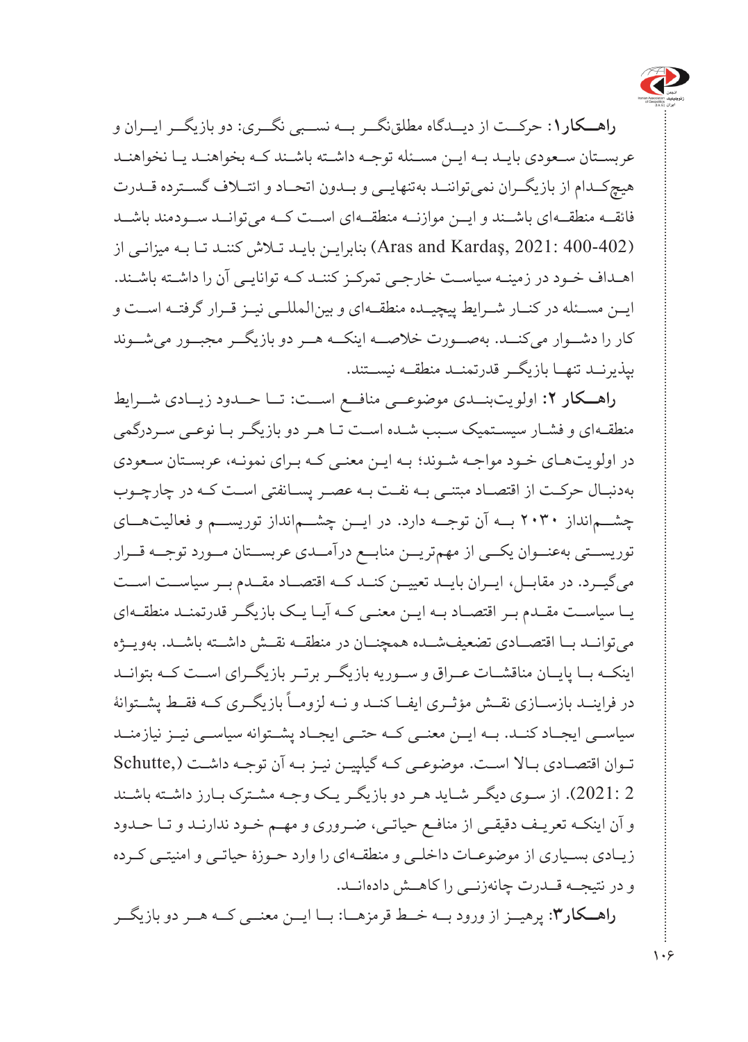**راهکار۱**: حرکت از دیدگاه مطلق‌نگر به نسبی نگری: دو بازیگر ایران و عربستان سعودی باید به این مسئله توجه داشته باشند که بخواهند یا نخواهند هیچ‌کدام از بازیگران نمی‌توانند به‌تنهایی و بدون اتحاد و ائتلاف گسترده قدرت فائقه منطقه‌ای باشند و این موازنه منطقه‌ای است که می‌تواند سودمند باشد (Aras and Kardaş, 2021: 400-402) بنابراین باید تلاش کنند تا به میزانی از اهداف خود در زمینه سیاست خارجی تمرکز کنند که توانایی آن را داشته باشند. این مسئله در کنار شرایط پیچیده منطقه‌ای و بین‌المللی نیز قرار گرفته است و کار را دشوار می‌کند. به‌صورت خلاصه اینکه هر دو بازیگر مجبور می‌شوند بپذیرند تنها بازیگر قدرتمند منطقه نیستند.

**راهکار ۲**: اولویت‌بندی موضوعی منافع است: تا حدود زیادی شرایط منطقه‌ای و فشار سیستمیک سبب شده است تا هر دو بازیگر با نوعی سردرگمی در اولویت‌های خود مواجه شوند؛ به این معنی که برای نمونه، عربستان سعودی به‌دنبال حرکت از اقتصاد مبتنی به نفت به عصر پسانفتی است که در چارچوب چشم‌انداز ۲۰۳۰ به آن توجه دارد. در این چشم‌انداز توریسم و فعالیت‌های توریستی به‌عنوان یکی از مهم‌ترین منابع درآمدی عربستان مورد توجه قرار می‌گیرد. در مقابل، ایران باید تعیین کند که اقتصاد مقدم بر سیاست است یا سیاست مقدم بر اقتصاد به این معنی که آیا یک بازیگر قدرتمند منطقه‌ای می‌تواند با اقتصادی تضعیف‌شده همچنان در منطقه نقش داشته باشد. به‌ویژه اینکه با پایان مناقشات عراق و سوریه بازیگر برتر بازیگری است که بتواند در فرایند بازسازی نقش مؤثری ایفا کند و نه لزوماً بازیگری که فقط پشتوانهٔ سیاسی ایجاد کند. به این معنی که حتی ایجاد پشتوانه سیاسی نیز نیازمند توان اقتصادی بالا است. موضوعی که گیلپین نیز به آن توجه داشت (Schutte, 2021: 2). از سوی دیگر شاید هر دو بازیگر یک وجه مشترک بارز داشته باشند و آن اینکه تعریف دقیقی از منافع حیاتی، ضروری و مهم خود ندارند و تا حدود زیادی بسیاری از موضوعات داخلی و منطقه‌ای را وارد حوزهٔ حیاتی و امنیتی کرده و در نتیجه قدرت چانه‌زنی را کاهش داده‌اند.

**راهکار۳**: پرهیز از ورود به خط قرمزها: با این معنی که هر دو بازیگر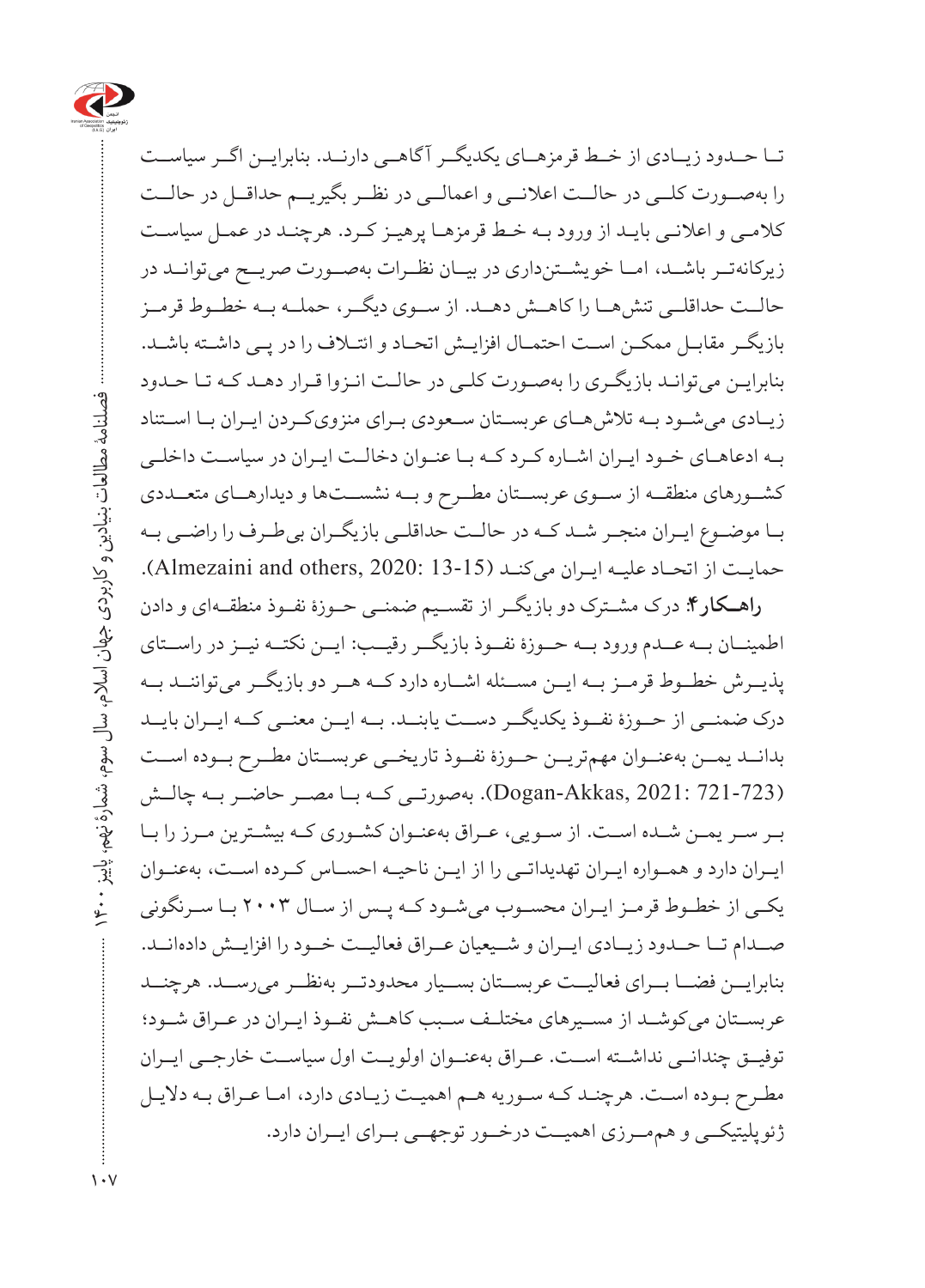تـا حـدود زیـادی از خـط قرمزهـای یکدیگـر آگاهـی دارنـد. بنابرایـن اگـر سیاسـت را بهصـورت کلـی در حالـت اعلانـی و اعمالـی در نظـر بگیریـم حداقـل در حالـت کلامـی و اعلانـی بایـد از ورود بـه خـط قرمزهـا پرهیـز کـرد. هرچنـد در عمـل سیاسـت زیرکانهتـر باشـد، امـا خویشـتنداری در بیـان نظـرات بهصـورت صریـح میتوانـد در حالـت حداقلـی تنشهـا را کاهـش دهـد. از سـوی دیگـر، حملـه بـه خطـوط قرمـز بازیگـر مقابـل ممکـن اسـت احتمـال افزایـش اتحـاد و ائتـلاف را در پـی داشـته باشـد. بنابرایـن میتوانـد بازیگـری را بهصـورت کلـی در حالـت انـزوا قـرار دهـد کـه تـا حـدود زیـادی میشـود بـه تلاشهـای عربسـتان سـعودی بـرای منزویکـردن ایـران بـا اسـتناد بـه ادعاهـای خـود ایـران اشـاره کـرد کـه بـا عنـوان دخالـت ایـران در سیاسـت داخلـی کشـورهای منطقـه از سـوی عربسـتان مطـرح و بـه نشسـتها و دیدارهـای متعـددی بـا موضـوع ایـران منجـر شـد کـه در حالـت حداقلـی بازیگـران بیطـرف را راضـی بـه حمایـت از اتحـاد علیـه ایـران میکنـد (Almezaini and others, 2020: 13-15).

**راهـکار۴:** درک مشـترک دو بازیگـر از تقسـیم ضمنـی حـوزۀ نفـوذ منطقـهای و دادن اطمینـان بـه عـدم ورود بـه حـوزۀ نفـوذ بازیگـر رقیـب: ایـن نکتـه نیـز در راسـتای پذیـرش خطـوط قرمـز بـه ایـن مسـئله اشـاره دارد کـه هـر دو بازیگـر میتواننـد بـه درک ضمنـی از حـوزۀ نفـوذ یکدیگـر دسـت یابنـد. بـه ایـن معنـی کـه ایـران بایـد بدانـد یمـن بهعنـوان مهمتریـن حـوزۀ نفـوذ تاریخـی عربسـتان مطـرح بـوده اسـت (Dogan-Akkas, 2021: 721-723). بهصورتـی کـه بـا مصـر حاضـر بـه چالـش بـر سـر یمـن شـده اسـت. از سـویی، عـراق بهعنـوان کشـوری کـه بیشـترین مـرز را بـا ایـران دارد و همـواره ایـران تهدیداتـی را از ایـن ناحیـه احسـاس کـرده اسـت، بهعنـوان یکـی از خطـوط قرمـز ایـران محسـوب میشـود کـه پـس از سـال ۲۰۰۳ بـا سـرنگونی صـدام تـا حـدود زیـادی ایـران و شـیعیان عـراق فعالیـت خـود را افزایـش دادهانـد. بنابرایـن فضـا بـرای فعالیـت عربسـتان بسـیار محدودتـر بهنظـر میرسـد. هرچنـد عربسـتان میکوشـد از مسـیرهای مختلـف سـبب کاهـش نفـوذ ایـران در عـراق شـود؛ توفیـق چندانـی نداشـته اسـت. عـراق بهعنـوان اولویـت اول سیاسـت خارجـی ایـران مطـرح بـوده اسـت. هرچنـد کـه سـوریه هـم اهمیـت زیـادی دارد، امـا عـراق بـه دلایـل ژئوپلیتیکـی و هممـرزی اهمیـت درخـور توجهـی بـرای ایـران دارد.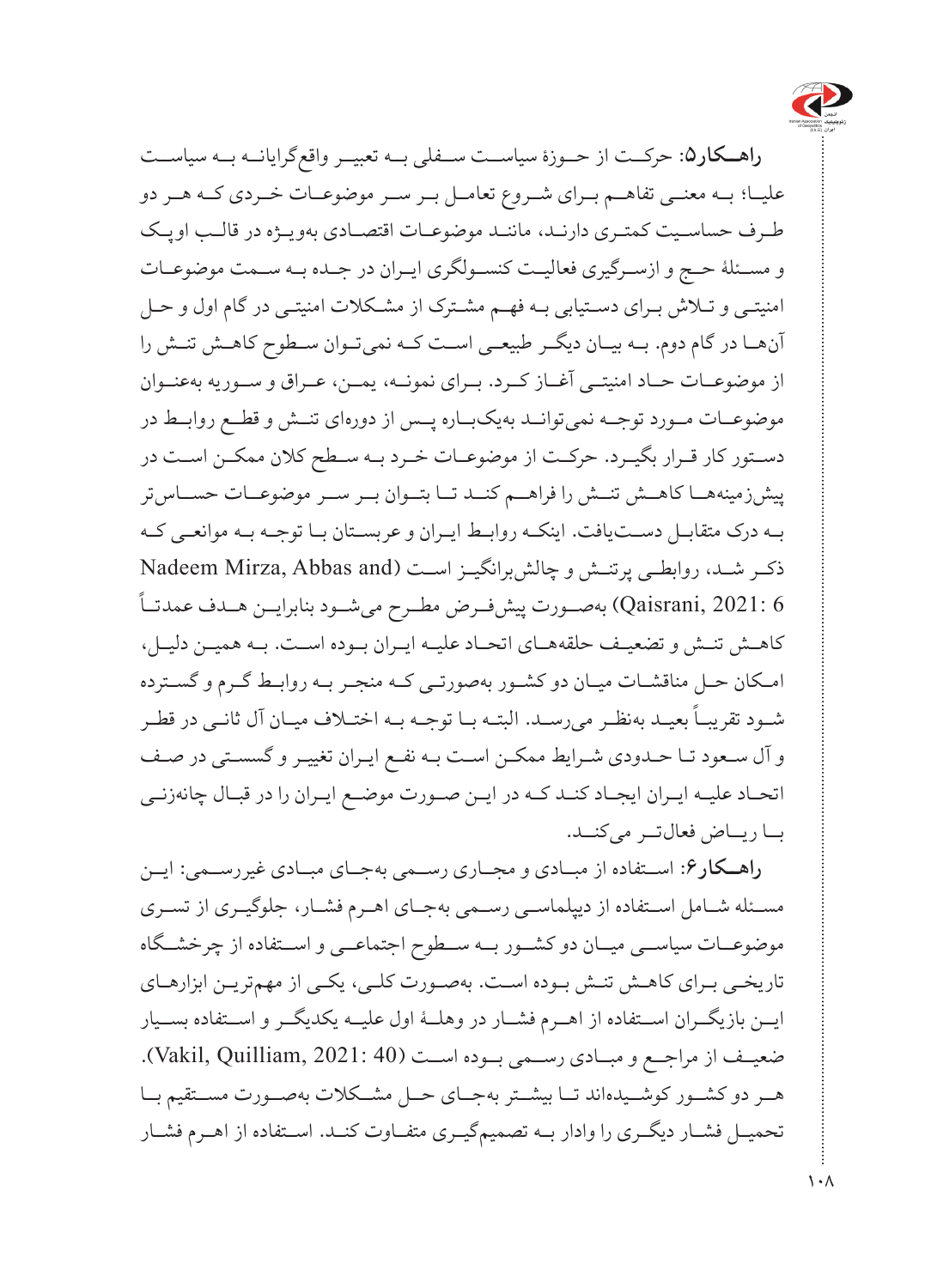**راهکار۵**: حرکت از حوزۀ سیاست سفلی به تعبیر واقع‌گرایانه به سیاست علیا؛ به معنی تفاهم برای شروع تعامل بر سر موضوعات خردی که هر دو طرف حساسیت کمتری دارند، مانند موضوعات اقتصادی به‌ویژه در قالب اوپک و مسئلۀ حج و ازسرگیری فعالیت کنسولگری ایران در جده به سمت موضوعات امنیتی و تلاش برای دستیابی به فهم مشترک از مشکلات امنیتی در گام اول و حل آن‌ها در گام دوم. به بیان دیگر طبیعی است که نمی‌توان سطوح کاهش تنش را از موضوعات حاد امنیتی آغاز کرد. برای نمونه، یمن، عراق و سوریه به‌عنوان موضوعات مورد توجه نمی‌توانند به‌یک‌باره پس از دوره‌ای تنش و قطع روابط در دستور کار قرار بگیرد. حرکت از موضوعات خرد به سطح کلان ممکن است در پیش‌زمینه‌ها کاهش تنش را فراهم کند تا بتوان بر سر موضوعات حساس‌تر به درک متقابل دست‌یافت. اینکه روابط ایران و عربستان با توجه به موانعی که ذکر شد، روابطی پرتنش و چالش‌برانگیز است (Nadeem Mirza, Abbas and Qaisrani, 2021: 6) به‌صورت پیش‌فرض مطرح می‌شود بنابراین هدف عمدتاً کاهش تنش و تضعیف حلقه‌های اتحاد علیه ایران بوده است. به همین دلیل، امکان حل مناقشات میان دو کشور به‌صورتی که منجر به روابط گرم و گسترده شود تقریباً بعید به‌نظر می‌رسد. البته با توجه به اختلاف میان آل ثانی در قطر و آل سعود تا حدودی شرایط ممکن است به نفع ایران تغییر و گسستی در صف اتحاد علیه ایران ایجاد کند که در این صورت موضع ایران را در قبال چانه‌زنی با ریاض فعال‌تر می‌کند.

**راهکار۶**: استفاده از مبادی و مجاری رسمی به‌جای مبادی غیررسمی: این مسئله شامل استفاده از دیپلماسی رسمی به‌جای اهرم فشار، جلوگیری از تسری موضوعات سیاسی میان دو کشور به سطوح اجتماعی و استفاده از چرخشگاه تاریخی برای کاهش تنش بوده است. به‌صورت کلی، یکی از مهم‌ترین ابزارهای این بازیگران استفاده از اهرم فشار در وهلۀ اول علیه یکدیگر و استفاده بسیار ضعیف از مراجع و مبادی رسمی بوده است (Vakil, Quilliam, 2021: 40). هر دو کشور کوشیده‌اند تا بیشتر به‌جای حل مشکلات به‌صورت مستقیم با تحمیل فشار دیگری را وادار به تصمیم‌گیری متفاوت کند. استفاده از اهرم فشار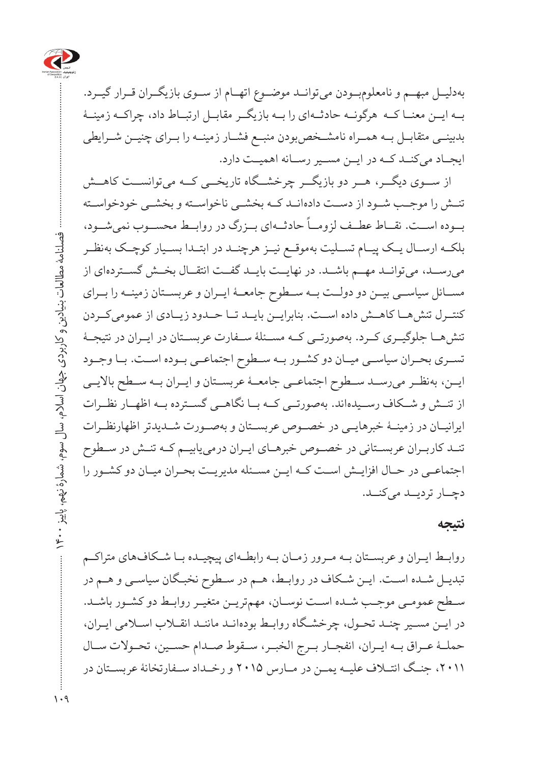به‌دلیل مبهم و نامعلوم‌بودن می‌توانند موضوع اتهام از سوی بازیگران قرار گیرد. به این معنا که هرگونه حادثه‌ای را به بازیگر مقابل ارتباط داد، چراکه زمینهٔ بدبینی متقابل به همراه نامشخص‌بودن منبع فشار زمینه را برای چنین شرایطی ایجاد می‌کند که در این مسیر رسانه اهمیت دارد.

از سوی دیگر، هر دو بازیگر چرخشگاه تاریخی که می‌توانست کاهش تنش را موجب شود از دست داده‌اند که بخشی ناخواسته و بخشی خودخواسته بوده است. نقاط عطف لزوماً حادثه‌ای بزرگ در روابط محسوب نمی‌شود، بلکه ارسال یک پیام تسلیت به‌موقع نیز هرچند در ابتدا بسیار کوچک به‌نظر می‌رسد، می‌تواند مهم باشد. در نهایت باید گفت انتقال بخش گسترده‌ای از مسائل سیاسی بین دو دولت به سطوح جامعهٔ ایران و عربستان زمینه را برای کنترل تنش‌ها کاهش داده است. بنابراین باید تا حدود زیادی از عمومی‌کردن تنش‌ها جلوگیری کرد. به‌صورتی که مسئلهٔ سفارت عربستان در ایران در نتیجهٔ تسری بحران سیاسی میان دو کشور به سطوح اجتماعی بوده است. با وجود این، به‌نظر می‌رسد سطوح اجتماعی جامعهٔ عربستان و ایران به سطح بالایی از تنش و شکاف رسیده‌اند. به‌صورتی که با نگاهی گسترده به اظهار نظرات ایرانیان در زمینهٔ خبرهایی در خصوص عربستان و به‌صورت شدیدتر اظهارنظرات تند کاربران عربستانی در خصوص خبرهای ایران درمی‌یابیم که تنش در سطوح اجتماعی در حال افزایش است که این مسئله مدیریت بحران میان دو کشور را دچار تردید می‌کند.

## نتیجه

روابط ایران و عربستان به مرور زمان به رابطه‌ای پیچیده با شکاف‌های متراکم تبدیل شده است. این شکاف در روابط، هم در سطوح نخبگان سیاسی و هم در سطح عمومی موجب شده است نوسان، مهم‌ترین متغیر روابط دو کشور باشد. در این مسیر چند تحول، چرخشگاه روابط بوده‌اند مانند انقلاب اسلامی ایران، حملهٔ عراق به ایران، انفجار برج الخبر، سقوط صدام حسین، تحولات سال ۲۰۱۱، جنگ ائتلاف علیه یمن در مارس ۲۰۱۵ و رخداد سفارتخانهٔ عربستان در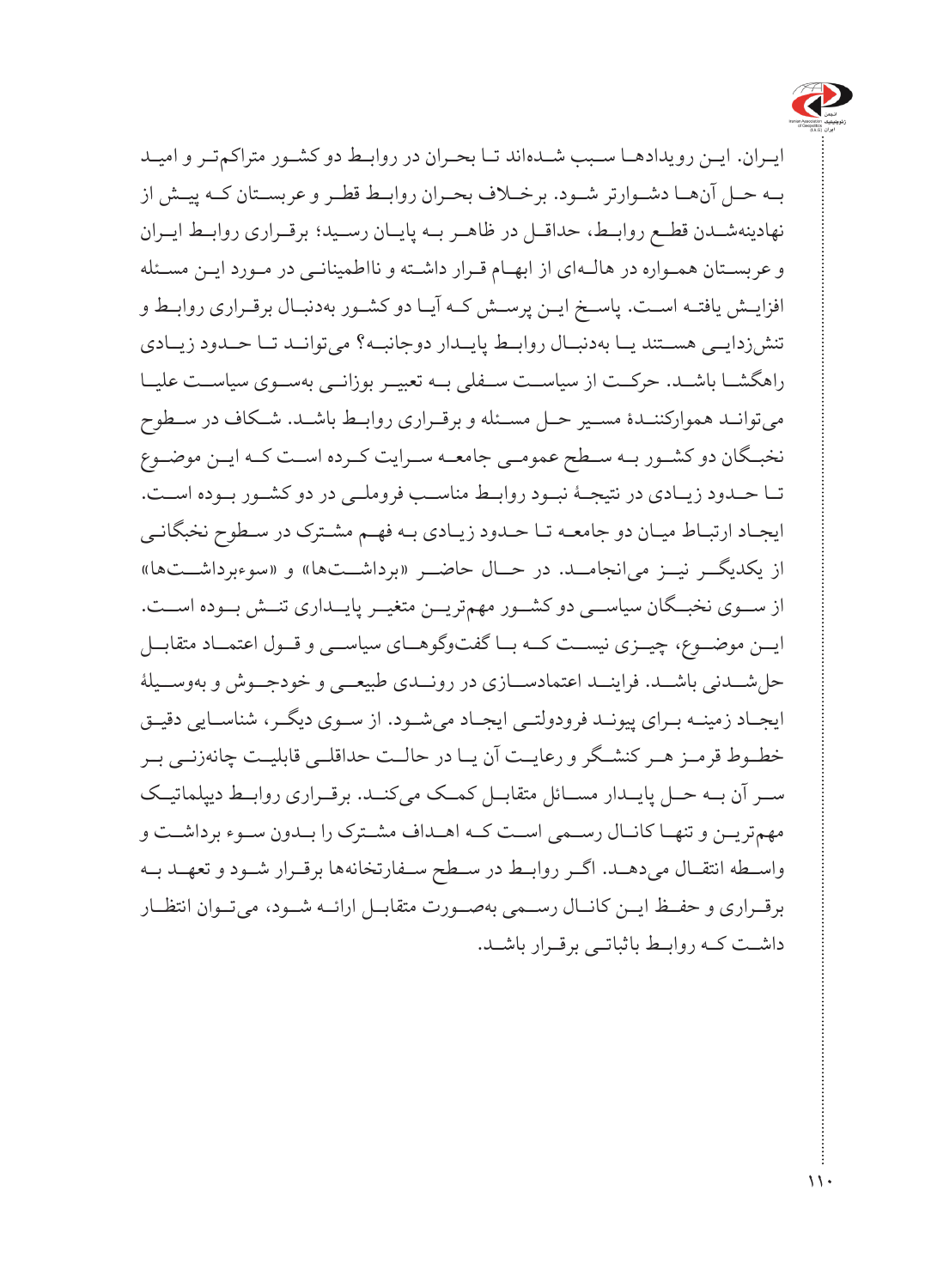ایران. این رویدادها سبب شده‌اند تا بحران در روابط دو کشور متراکم‌تر و امید به حل آن‌ها دشوارتر شود. برخلاف بحران روابط قطر و عربستان که پیش از نهادینه‌شدن قطع روابط، حداقل در ظاهر به پایان رسید؛ برقراری روابط ایران و عربستان همواره در هاله‌ای از ابهام قرار داشته و نااطمینانی در مورد این مسئله افزایش یافته است. پاسخ این پرسش که آیا دو کشور به‌دنبال برقراری روابط و تنش‌زدایی هستند یا به‌دنبال روابط پایدار دوجانبه؟ می‌توانند تا حدود زیادی راهگشا باشد. حرکت از سیاست سفلی به تعبیر بوزانی به‌سوی سیاست علیا می‌تواند هموارکنندهٔ مسیر حل مسئله و برقراری روابط باشد. شکاف در سطوح نخبگان دو کشور به سطح عمومی جامعه سرایت کرده است که این موضوع تا حدود زیادی در نتیجهٔ نبود روابط مناسب فروملی در دو کشور بوده است. ایجاد ارتباط میان دو جامعه تا حدود زیادی به فهم مشترک در سطوح نخبگانی از یکدیگر نیز می‌انجامد. در حال حاضر «برداشت‌ها» و «سوءبرداشت‌ها» از سوی نخبگان سیاسی دو کشور مهم‌ترین متغیر پایداری تنش بوده است. این موضوع، چیزی نیست که با گفت‌وگوهای سیاسی و قول اعتماد متقابل حل‌شدنی باشد. فرایند اعتمادسازی در روندی طبیعی و خودجوش و به‌وسیلهٔ ایجاد زمینه برای پیوند فرودولتی ایجاد می‌شود. از سوی دیگر، شناسایی دقیق خطوط قرمز هر کنشگر و رعایت آن یا در حالت حداقلی قابلیت چانه‌زنی بر سر آن به حل پایدار مسائل متقابل کمک می‌کند. برقراری روابط دیپلماتیک مهم‌ترین و تنها کانال رسمی است که اهداف مشترک را بدون سوء برداشت و واسطه انتقال می‌دهد. اگر روابط در سطح سفارتخانه‌ها برقرار شود و تعهد به برقراری و حفظ این کانال رسمی به‌صورت متقابل ارائه شود، می‌توان انتظار داشت که روابط باثباتی برقرار باشد.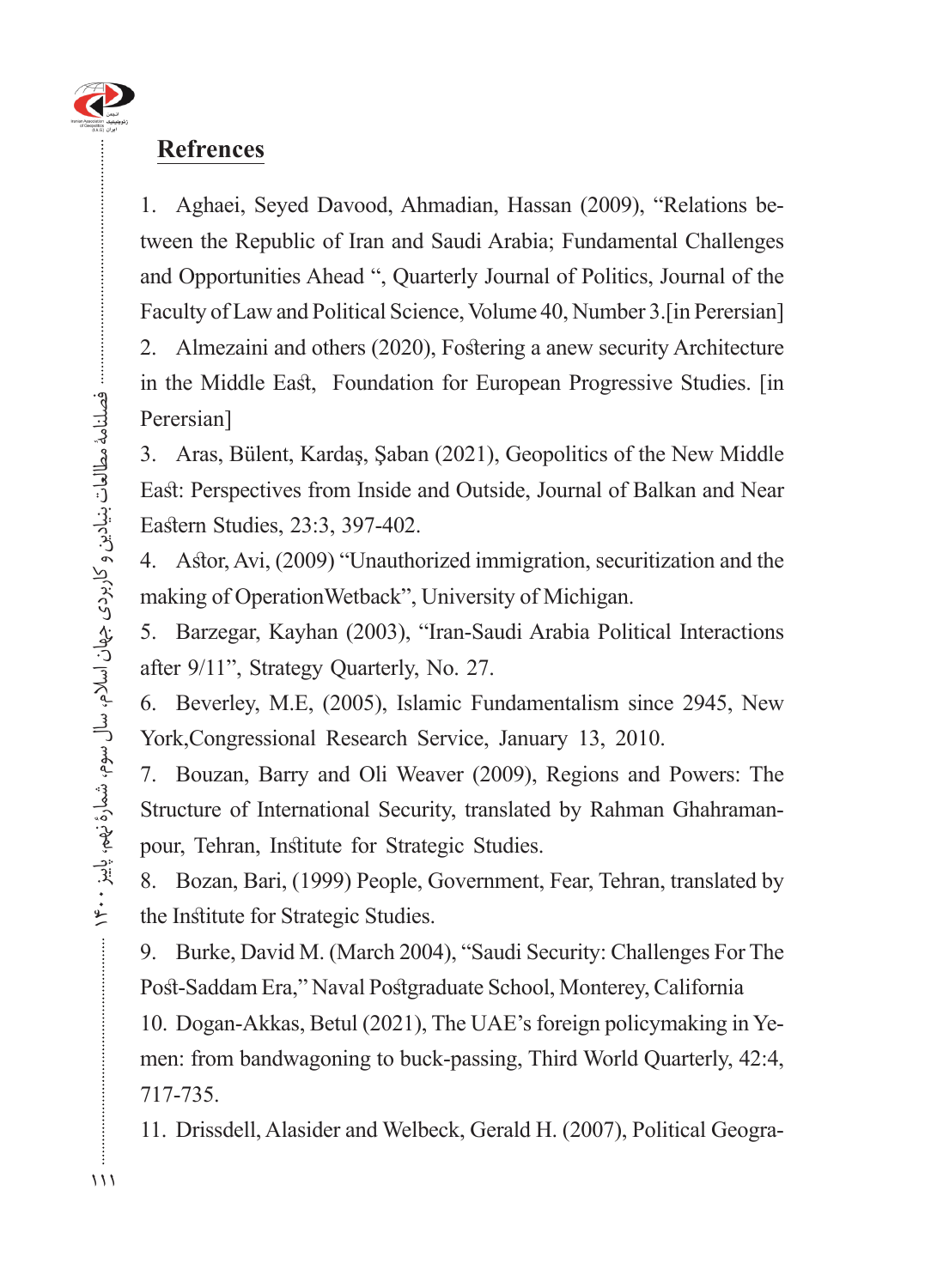## Refrences

1. Aghaei, Seyed Davood, Ahmadian, Hassan (2009), "Relations between the Republic of Iran and Saudi Arabia; Fundamental Challenges and Opportunities Ahead ", Quarterly Journal of Politics, Journal of the Faculty of Law and Political Science, Volume 40, Number 3.[in Perersian]
2. Almezaini and others (2020), Fostering a anew security Architecture in the Middle East, Foundation for European Progressive Studies. [in Perersian]
3. Aras, Bülent, Kardaş, Şaban (2021), Geopolitics of the New Middle East: Perspectives from Inside and Outside, Journal of Balkan and Near Eastern Studies, 23:3, 397-402.
4. Astor, Avi, (2009) "Unauthorized immigration, securitization and the making of OperationWetback", University of Michigan.
5. Barzegar, Kayhan (2003), "Iran-Saudi Arabia Political Interactions after 9/11", Strategy Quarterly, No. 27.
6. Beverley, M.E, (2005), Islamic Fundamentalism since 2945, New York,Congressional Research Service, January 13, 2010.
7. Bouzan, Barry and Oli Weaver (2009), Regions and Powers: The Structure of International Security, translated by Rahman Ghahramanpour, Tehran, Institute for Strategic Studies.
8. Bozan, Bari, (1999) People, Government, Fear, Tehran, translated by the Institute for Strategic Studies.
9. Burke, David M. (March 2004), "Saudi Security: Challenges For The Post-Saddam Era," Naval Postgraduate School, Monterey, California
10. Dogan-Akkas, Betul (2021), The UAE's foreign policymaking in Yemen: from bandwagoning to buck-passing, Third World Quarterly, 42:4, 717-735.
11. Drissdell, Alasider and Welbeck, Gerald H. (2007), Political Geogra-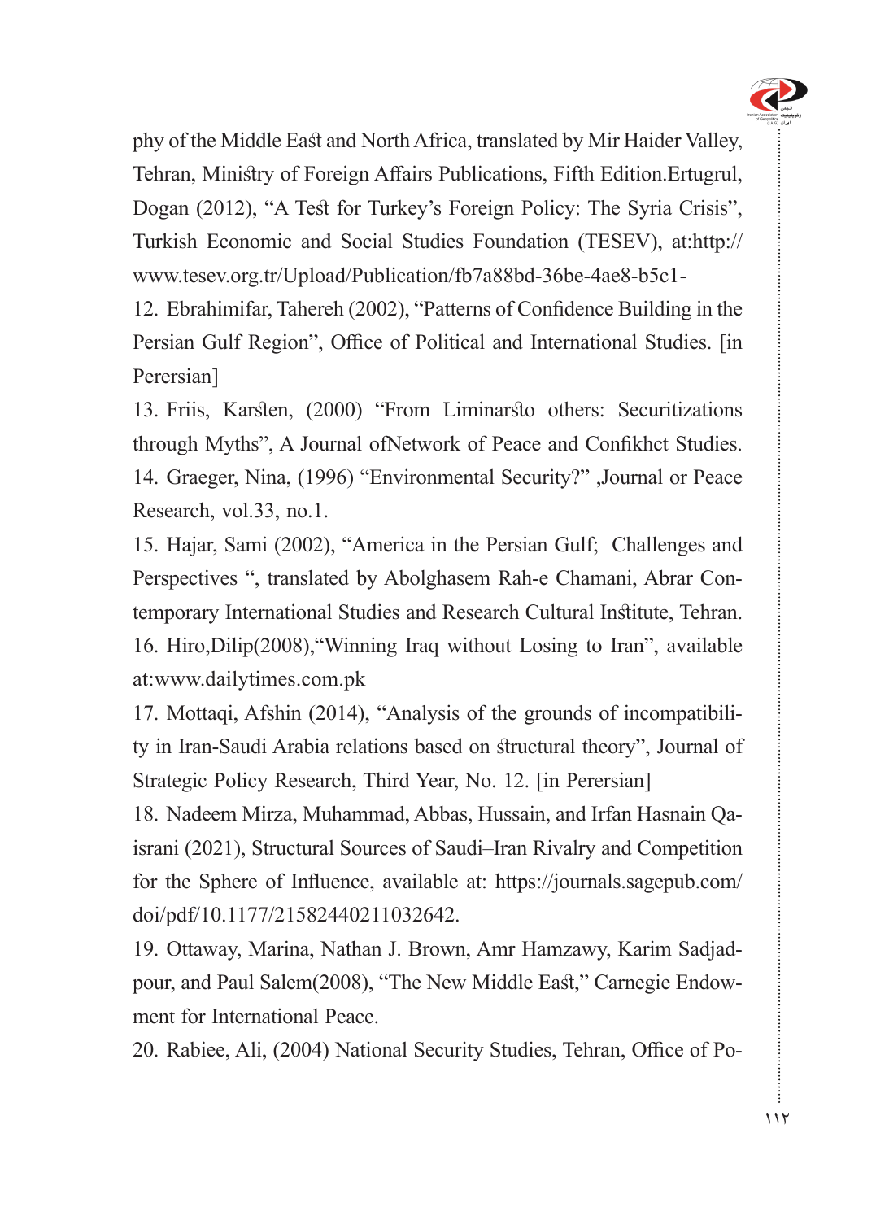phy of the Middle East and North Africa, translated by Mir Haider Valley, Tehran, Ministry of Foreign Affairs Publications, Fifth Edition.Ertugrul, Dogan (2012), "A Test for Turkey's Foreign Policy: The Syria Crisis", Turkish Economic and Social Studies Foundation (TESEV), at:http://www.tesev.org.tr/Upload/Publication/fb7a88bd-36be-4ae8-b5c1-

12. Ebrahimifar, Tahereh (2002), "Patterns of Confidence Building in the Persian Gulf Region", Office of Political and International Studies. [in Perersian]

13. Friis, Karsten, (2000) "From Liminarsto others: Securitizations through Myths", A Journal ofNetwork of Peace and Confikhct Studies.

14. Graeger, Nina, (1996) "Environmental Security?" ,Journal or Peace Research, vol.33, no.1.

15. Hajar, Sami (2002), "America in the Persian Gulf; Challenges and Perspectives ", translated by Abolghasem Rah-e Chamani, Abrar Contemporary International Studies and Research Cultural Institute, Tehran.

16. Hiro,Dilip(2008),"Winning Iraq without Losing to Iran", available at:www.dailytimes.com.pk

17. Mottaqi, Afshin (2014), "Analysis of the grounds of incompatibility in Iran-Saudi Arabia relations based on structural theory", Journal of Strategic Policy Research, Third Year, No. 12. [in Perersian]

18. Nadeem Mirza, Muhammad, Abbas, Hussain, and Irfan Hasnain Qaisrani (2021), Structural Sources of Saudi–Iran Rivalry and Competition for the Sphere of Influence, available at: https://journals.sagepub.com/doi/pdf/10.1177/21582440211032642.

19. Ottaway, Marina, Nathan J. Brown, Amr Hamzawy, Karim Sadjadpour, and Paul Salem(2008), "The New Middle East," Carnegie Endowment for International Peace.

20. Rabiee, Ali, (2004) National Security Studies, Tehran, Office of Po-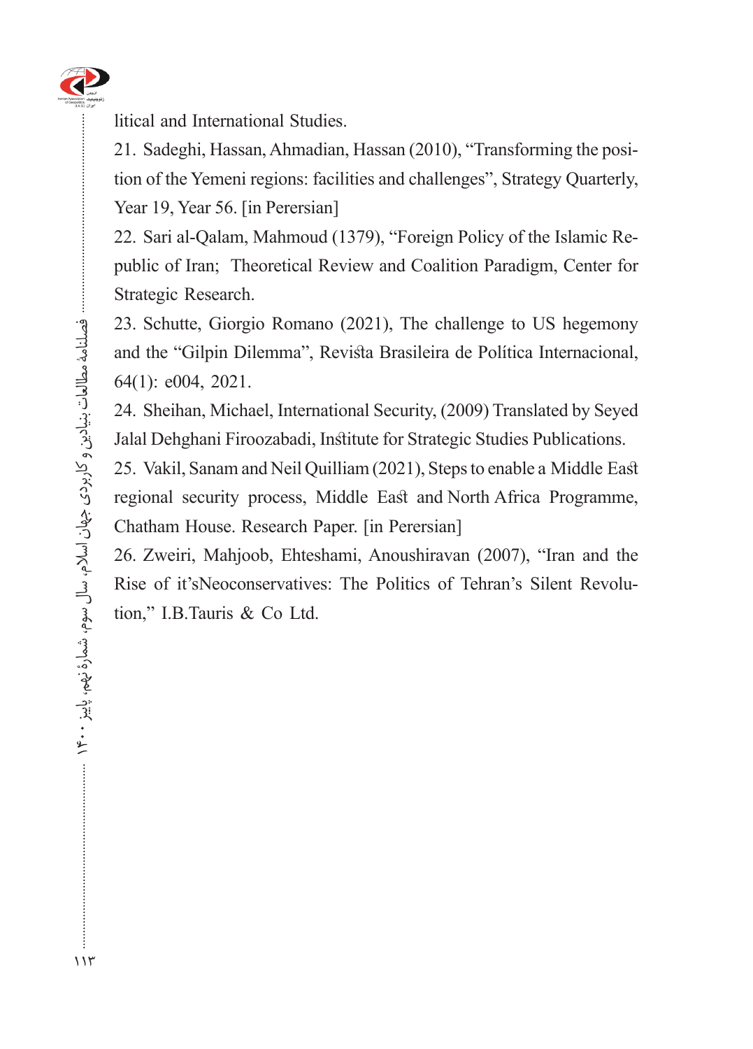litical and International Studies.

21. Sadeghi, Hassan, Ahmadian, Hassan (2010), “Transforming the position of the Yemeni regions: facilities and challenges”, Strategy Quarterly, Year 19, Year 56. [in Perersian]

22. Sari al-Qalam, Mahmoud (1379), “Foreign Policy of the Islamic Republic of Iran; Theoretical Review and Coalition Paradigm, Center for Strategic Research.

23. Schutte, Giorgio Romano (2021), The challenge to US hegemony and the “Gilpin Dilemma”, Revista Brasileira de Política Internacional, 64(1): e004, 2021.

24. Sheihan, Michael, International Security, (2009) Translated by Seyed Jalal Dehghani Firoozabadi, Institute for Strategic Studies Publications.

25. Vakil, Sanam and Neil Quilliam (2021), Steps to enable a Middle East regional security process, Middle East and North Africa Programme, Chatham House. Research Paper. [in Perersian]

26. Zweiri, Mahjoob, Ehteshami, Anoushiravan (2007), “Iran and the Rise of it’sNeoconservatives: The Politics of Tehran’s Silent Revolution,” I.B.Tauris & Co Ltd.